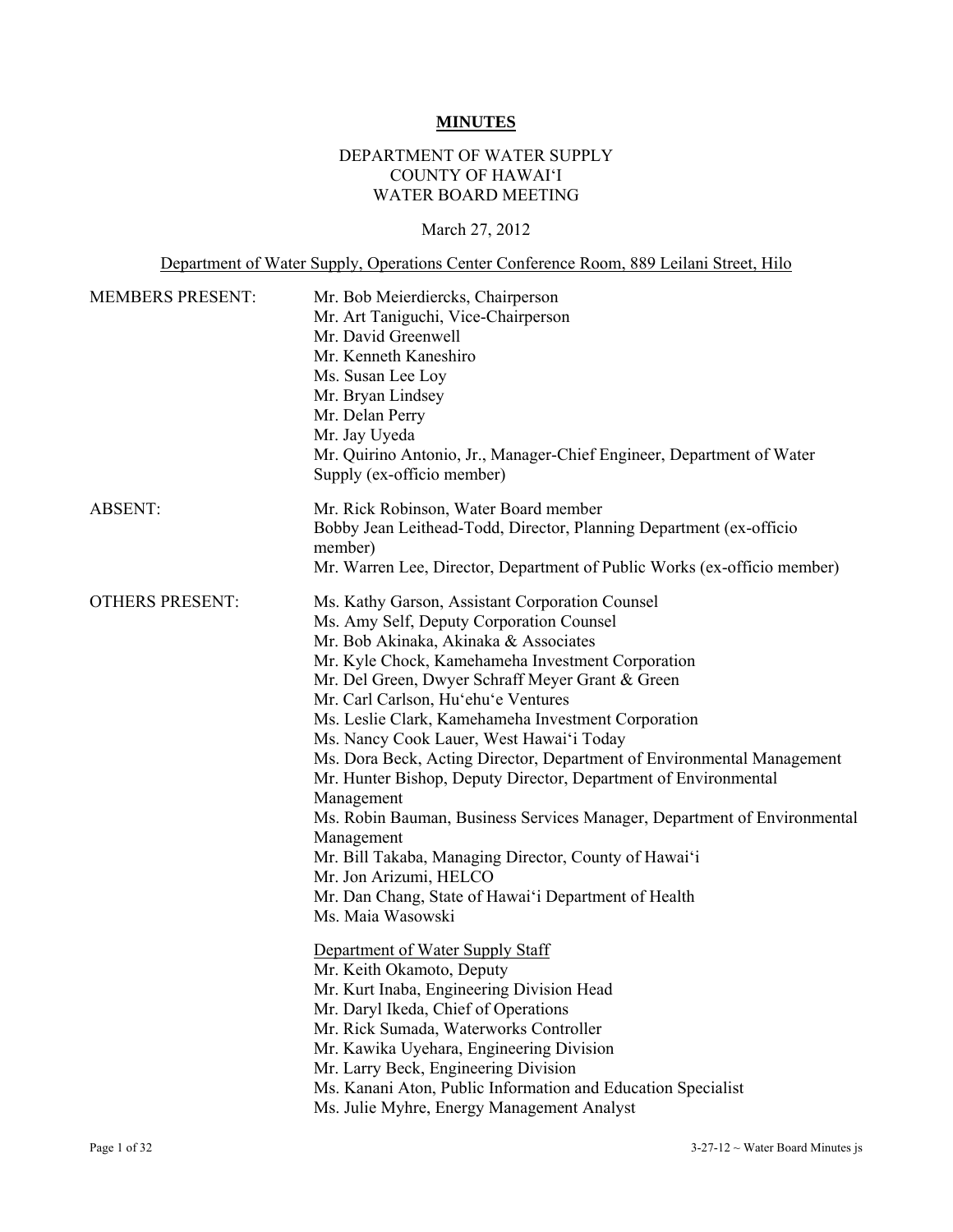**MINUTES**

DEPARTMENT OF WATER SUPPLY
COUNTY OF HAWAI'I
WATER BOARD MEETING

March 27, 2012

Department of Water Supply, Operations Center Conference Room, 889 Leilani Street, Hilo

| | |
|---|---|
| MEMBERS PRESENT: | Mr. Bob Meierdiercks, Chairperson<br>Mr. Art Taniguchi, Vice-Chairperson<br>Mr. David Greenwell<br>Mr. Kenneth Kaneshiro<br>Ms. Susan Lee Loy<br>Mr. Bryan Lindsey<br>Mr. Delan Perry<br>Mr. Jay Uyeda<br>Mr. Quirino Antonio, Jr., Manager-Chief Engineer, Department of Water Supply (ex-officio member) |
| ABSENT: | Mr. Rick Robinson, Water Board member<br>Bobby Jean Leithead-Todd, Director, Planning Department (ex-officio member)<br>Mr. Warren Lee, Director, Department of Public Works (ex-officio member) |
| OTHERS PRESENT: | Ms. Kathy Garson, Assistant Corporation Counsel<br>Ms. Amy Self, Deputy Corporation Counsel<br>Mr. Bob Akinaka, Akinaka & Associates<br>Mr. Kyle Chock, Kamehameha Investment Corporation<br>Mr. Del Green, Dwyer Schraff Meyer Grant & Green<br>Mr. Carl Carlson, Hu'ehu'e Ventures<br>Ms. Leslie Clark, Kamehameha Investment Corporation<br>Ms. Nancy Cook Lauer, West Hawai'i Today<br>Ms. Dora Beck, Acting Director, Department of Environmental Management<br>Mr. Hunter Bishop, Deputy Director, Department of Environmental Management<br>Ms. Robin Bauman, Business Services Manager, Department of Environmental Management<br>Mr. Bill Takaba, Managing Director, County of Hawai'i<br>Mr. Jon Arizumi, HELCO<br>Mr. Dan Chang, State of Hawai'i Department of Health<br>Ms. Maia Wasowski<br><br>Department of Water Supply Staff<br>Mr. Keith Okamoto, Deputy<br>Mr. Kurt Inaba, Engineering Division Head<br>Mr. Daryl Ikeda, Chief of Operations<br>Mr. Rick Sumada, Waterworks Controller<br>Mr. Kawika Uyehara, Engineering Division<br>Mr. Larry Beck, Engineering Division<br>Ms. Kanani Aton, Public Information and Education Specialist<br>Ms. Julie Myhre, Energy Management Analyst |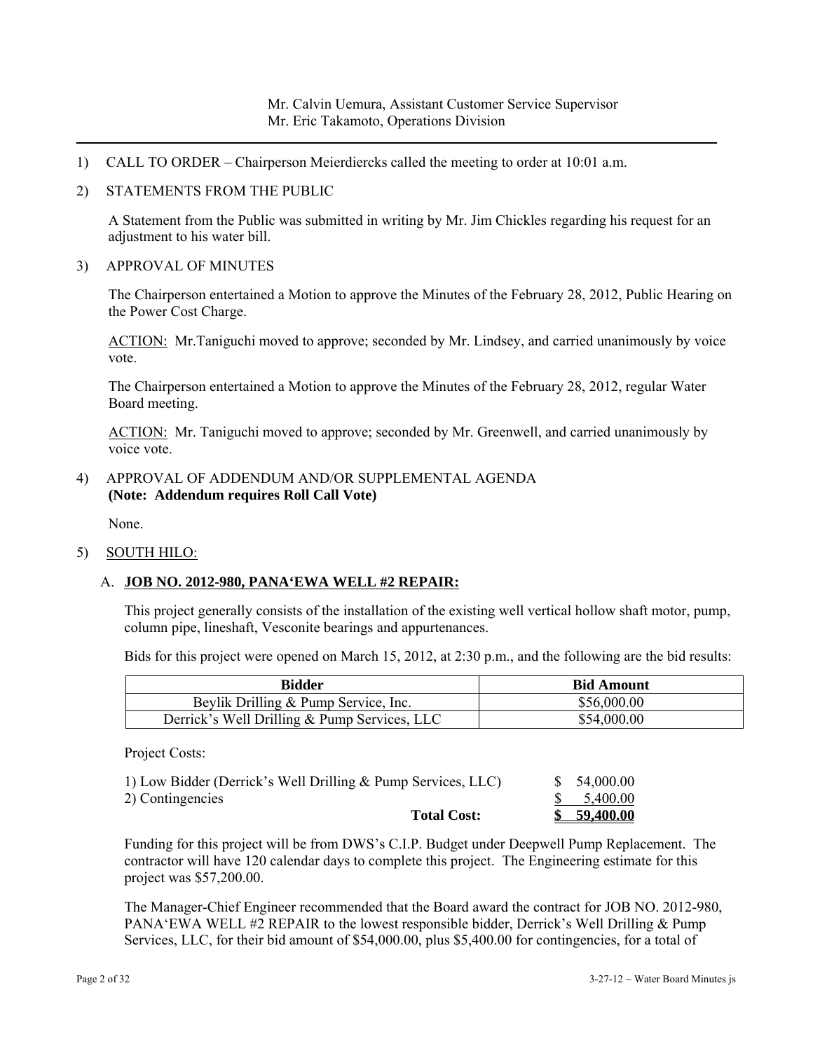Mr. Calvin Uemura, Assistant Customer Service Supervisor
Mr. Eric Takamoto, Operations Division

---

1) CALL TO ORDER – Chairperson Meierdiercks called the meeting to order at 10:01 a.m.

2) STATEMENTS FROM THE PUBLIC

A Statement from the Public was submitted in writing by Mr. Jim Chickles regarding his request for an adjustment to his water bill.

3) APPROVAL OF MINUTES

The Chairperson entertained a Motion to approve the Minutes of the February 28, 2012, Public Hearing on the Power Cost Charge.

<u>ACTION:</u> Mr.Taniguchi moved to approve; seconded by Mr. Lindsey, and carried unanimously by voice vote.

The Chairperson entertained a Motion to approve the Minutes of the February 28, 2012, regular Water Board meeting.

<u>ACTION:</u> Mr. Taniguchi moved to approve; seconded by Mr. Greenwell, and carried unanimously by voice vote.

4) APPROVAL OF ADDENDUM AND/OR SUPPLEMENTAL AGENDA
**(Note: Addendum requires Roll Call Vote)**

None.

5) <u>SOUTH HILO:</u>

A. **<u>JOB NO. 2012-980, PANA'EWA WELL #2 REPAIR:</u>**

This project generally consists of the installation of the existing well vertical hollow shaft motor, pump, column pipe, lineshaft, Vesconite bearings and appurtenances.

Bids for this project were opened on March 15, 2012, at 2:30 p.m., and the following are the bid results:

| Bidder | Bid Amount |
|---|---|
| Beylik Drilling & Pump Service, Inc. | $56,000.00 |
| Derrick's Well Drilling & Pump Services, LLC | $54,000.00 |

Project Costs:

| | |
|---|---|
| 1) Low Bidder (Derrick's Well Drilling & Pump Services, LLC) | $ 54,000.00 |
| 2) Contingencies | $ 5,400.00 |
| **Total Cost:** | **$ 59,400.00** |

Funding for this project will be from DWS's C.I.P. Budget under Deepwell Pump Replacement. The contractor will have 120 calendar days to complete this project. The Engineering estimate for this project was $57,200.00.

The Manager-Chief Engineer recommended that the Board award the contract for JOB NO. 2012-980, PANA'EWA WELL #2 REPAIR to the lowest responsible bidder, Derrick's Well Drilling & Pump Services, LLC, for their bid amount of $54,000.00, plus $5,400.00 for contingencies, for a total of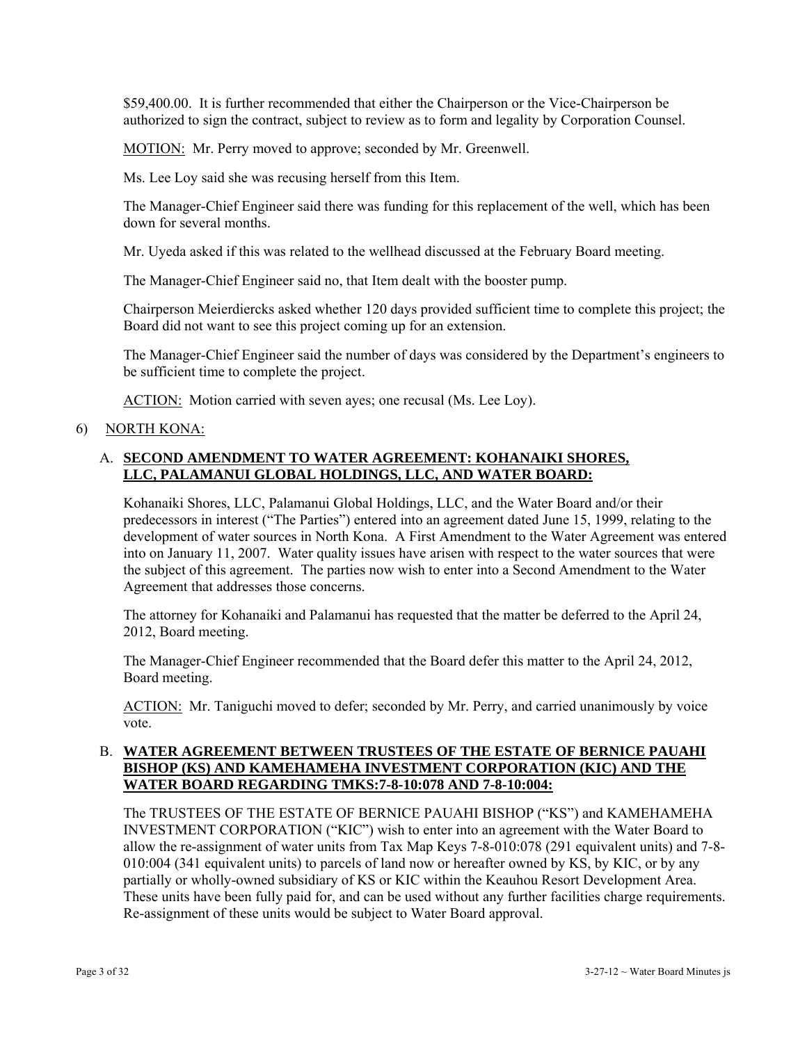$59,400.00.  It is further recommended that either the Chairperson or the Vice-Chairperson be authorized to sign the contract, subject to review as to form and legality by Corporation Counsel.

MOTION:  Mr. Perry moved to approve; seconded by Mr. Greenwell.

Ms. Lee Loy said she was recusing herself from this Item.

The Manager-Chief Engineer said there was funding for this replacement of the well, which has been down for several months.

Mr. Uyeda asked if this was related to the wellhead discussed at the February Board meeting.

The Manager-Chief Engineer said no, that Item dealt with the booster pump.

Chairperson Meierdiercks asked whether 120 days provided sufficient time to complete this project; the Board did not want to see this project coming up for an extension.

The Manager-Chief Engineer said the number of days was considered by the Department's engineers to be sufficient time to complete the project.

ACTION:  Motion carried with seven ayes; one recusal (Ms. Lee Loy).

6) NORTH KONA:

A. **SECOND AMENDMENT TO WATER AGREEMENT: KOHANAIKI SHORES, LLC, PALAMANUI GLOBAL HOLDINGS, LLC, AND WATER BOARD:**

Kohanaiki Shores, LLC, Palamanui Global Holdings, LLC, and the Water Board and/or their predecessors in interest ("The Parties") entered into an agreement dated June 15, 1999, relating to the development of water sources in North Kona.  A First Amendment to the Water Agreement was entered into on January 11, 2007.  Water quality issues have arisen with respect to the water sources that were the subject of this agreement.  The parties now wish to enter into a Second Amendment to the Water Agreement that addresses those concerns.

The attorney for Kohanaiki and Palamanui has requested that the matter be deferred to the April 24, 2012, Board meeting.

The Manager-Chief Engineer recommended that the Board defer this matter to the April 24, 2012, Board meeting.

ACTION:  Mr. Taniguchi moved to defer; seconded by Mr. Perry, and carried unanimously by voice vote.

B. **WATER AGREEMENT BETWEEN TRUSTEES OF THE ESTATE OF BERNICE PAUAHI BISHOP (KS) AND KAMEHAMEHA INVESTMENT CORPORATION (KIC) AND THE WATER BOARD REGARDING TMKS:7-8-10:078 AND 7-8-10:004:**

The TRUSTEES OF THE ESTATE OF BERNICE PAUAHI BISHOP ("KS") and KAMEHAMEHA INVESTMENT CORPORATION ("KIC") wish to enter into an agreement with the Water Board to allow the re-assignment of water units from Tax Map Keys 7-8-010:078 (291 equivalent units) and 7-8-010:004 (341 equivalent units) to parcels of land now or hereafter owned by KS, by KIC, or by any partially or wholly-owned subsidiary of KS or KIC within the Keauhou Resort Development Area. These units have been fully paid for, and can be used without any further facilities charge requirements. Re-assignment of these units would be subject to Water Board approval.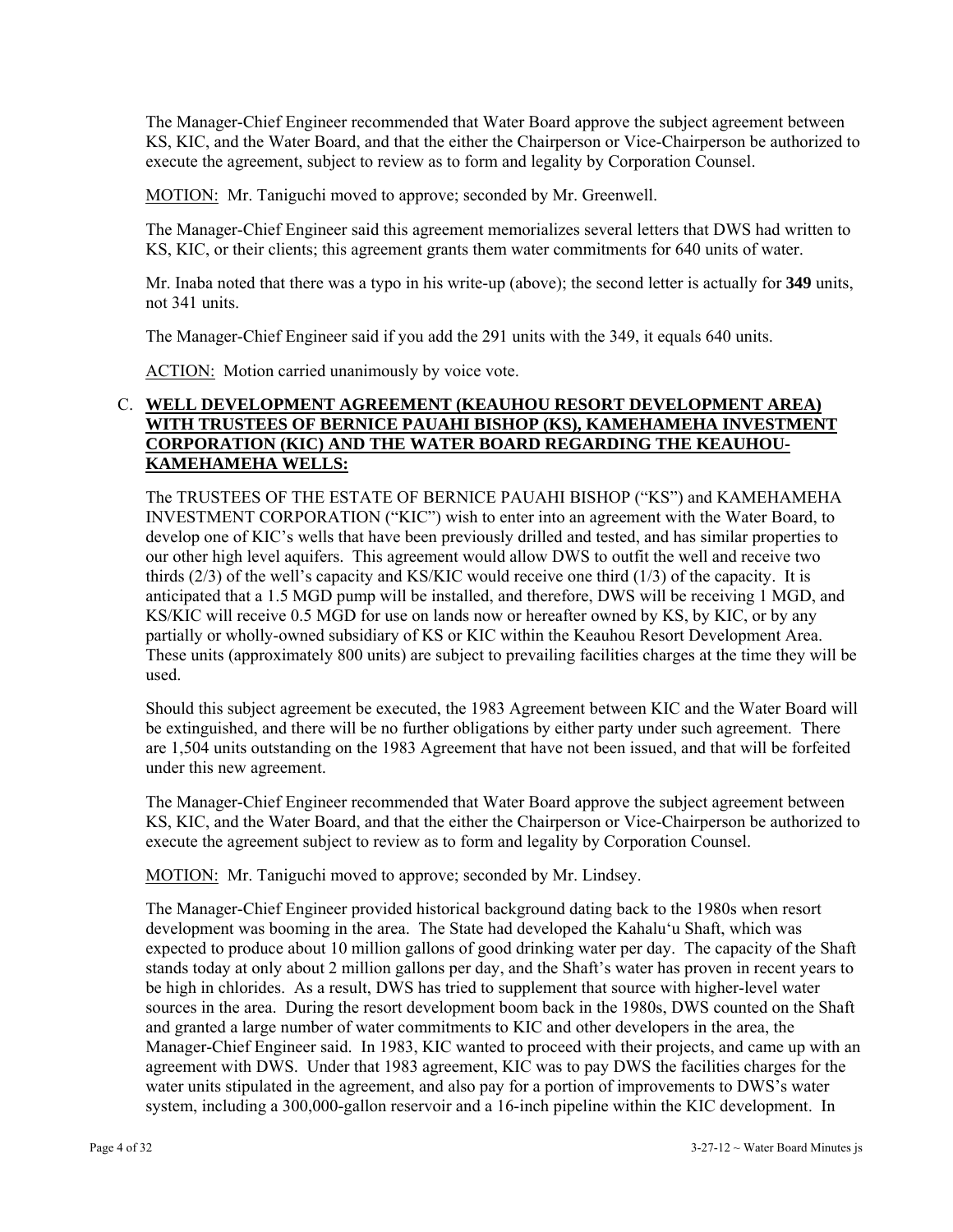The Manager-Chief Engineer recommended that Water Board approve the subject agreement between KS, KIC, and the Water Board, and that the either the Chairperson or Vice-Chairperson be authorized to execute the agreement, subject to review as to form and legality by Corporation Counsel.

MOTION: Mr. Taniguchi moved to approve; seconded by Mr. Greenwell.

The Manager-Chief Engineer said this agreement memorializes several letters that DWS had written to KS, KIC, or their clients; this agreement grants them water commitments for 640 units of water.

Mr. Inaba noted that there was a typo in his write-up (above); the second letter is actually for **349** units, not 341 units.

The Manager-Chief Engineer said if you add the 291 units with the 349, it equals 640 units.

ACTION: Motion carried unanimously by voice vote.

C. **WELL DEVELOPMENT AGREEMENT (KEAUHOU RESORT DEVELOPMENT AREA) WITH TRUSTEES OF BERNICE PAUAHI BISHOP (KS), KAMEHAMEHA INVESTMENT CORPORATION (KIC) AND THE WATER BOARD REGARDING THE KEAUHOU-KAMEHAMEHA WELLS:**

The TRUSTEES OF THE ESTATE OF BERNICE PAUAHI BISHOP ("KS") and KAMEHAMEHA INVESTMENT CORPORATION ("KIC") wish to enter into an agreement with the Water Board, to develop one of KIC's wells that have been previously drilled and tested, and has similar properties to our other high level aquifers. This agreement would allow DWS to outfit the well and receive two thirds (2/3) of the well's capacity and KS/KIC would receive one third (1/3) of the capacity. It is anticipated that a 1.5 MGD pump will be installed, and therefore, DWS will be receiving 1 MGD, and KS/KIC will receive 0.5 MGD for use on lands now or hereafter owned by KS, by KIC, or by any partially or wholly-owned subsidiary of KS or KIC within the Keauhou Resort Development Area. These units (approximately 800 units) are subject to prevailing facilities charges at the time they will be used.

Should this subject agreement be executed, the 1983 Agreement between KIC and the Water Board will be extinguished, and there will be no further obligations by either party under such agreement. There are 1,504 units outstanding on the 1983 Agreement that have not been issued, and that will be forfeited under this new agreement.

The Manager-Chief Engineer recommended that Water Board approve the subject agreement between KS, KIC, and the Water Board, and that the either the Chairperson or Vice-Chairperson be authorized to execute the agreement subject to review as to form and legality by Corporation Counsel.

MOTION: Mr. Taniguchi moved to approve; seconded by Mr. Lindsey.

The Manager-Chief Engineer provided historical background dating back to the 1980s when resort development was booming in the area. The State had developed the Kahalu'u Shaft, which was expected to produce about 10 million gallons of good drinking water per day. The capacity of the Shaft stands today at only about 2 million gallons per day, and the Shaft's water has proven in recent years to be high in chlorides. As a result, DWS has tried to supplement that source with higher-level water sources in the area. During the resort development boom back in the 1980s, DWS counted on the Shaft and granted a large number of water commitments to KIC and other developers in the area, the Manager-Chief Engineer said. In 1983, KIC wanted to proceed with their projects, and came up with an agreement with DWS. Under that 1983 agreement, KIC was to pay DWS the facilities charges for the water units stipulated in the agreement, and also pay for a portion of improvements to DWS's water system, including a 300,000-gallon reservoir and a 16-inch pipeline within the KIC development. In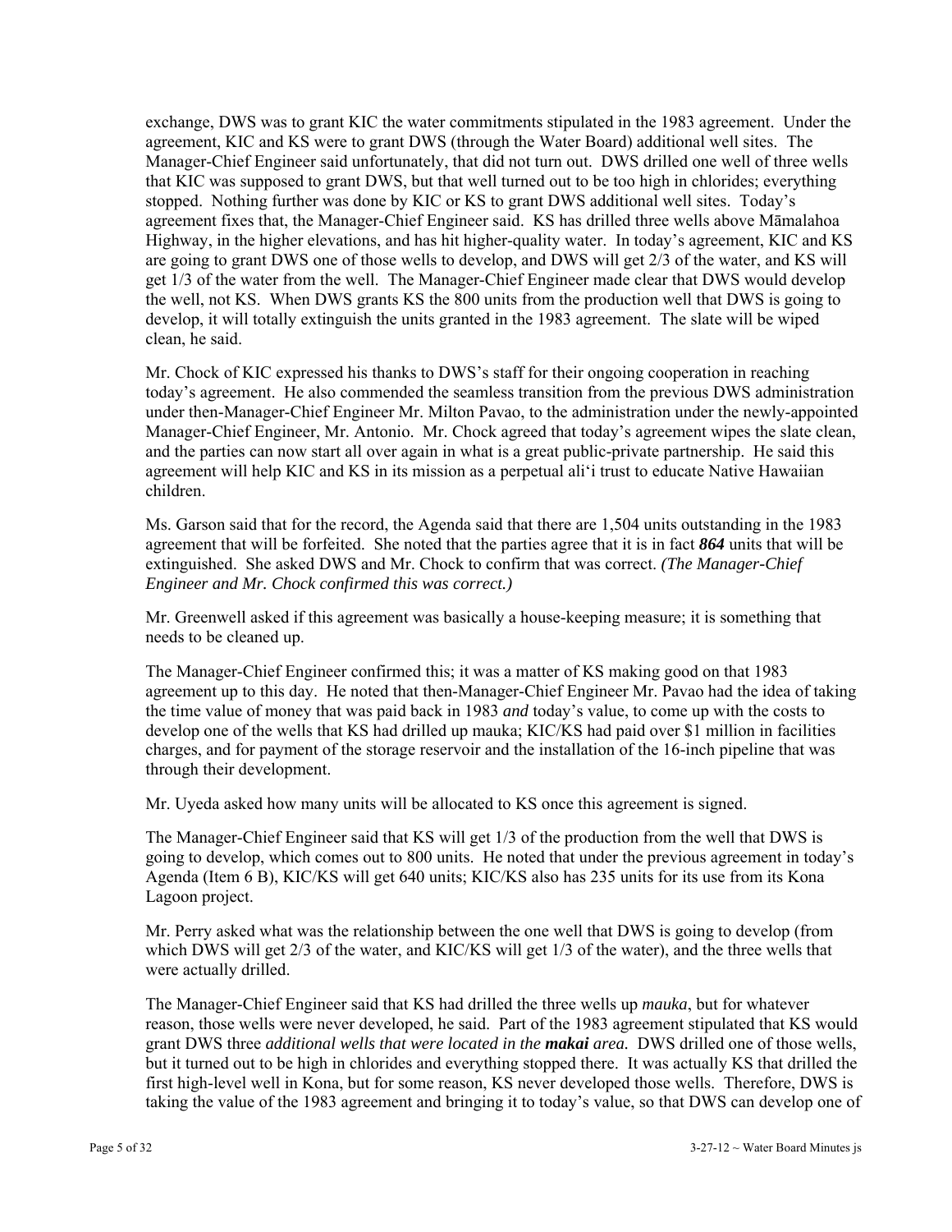exchange, DWS was to grant KIC the water commitments stipulated in the 1983 agreement. Under the agreement, KIC and KS were to grant DWS (through the Water Board) additional well sites. The Manager-Chief Engineer said unfortunately, that did not turn out. DWS drilled one well of three wells that KIC was supposed to grant DWS, but that well turned out to be too high in chlorides; everything stopped. Nothing further was done by KIC or KS to grant DWS additional well sites. Today's agreement fixes that, the Manager-Chief Engineer said. KS has drilled three wells above Māmalahoa Highway, in the higher elevations, and has hit higher-quality water. In today's agreement, KIC and KS are going to grant DWS one of those wells to develop, and DWS will get 2/3 of the water, and KS will get 1/3 of the water from the well. The Manager-Chief Engineer made clear that DWS would develop the well, not KS. When DWS grants KS the 800 units from the production well that DWS is going to develop, it will totally extinguish the units granted in the 1983 agreement. The slate will be wiped clean, he said.

Mr. Chock of KIC expressed his thanks to DWS's staff for their ongoing cooperation in reaching today's agreement. He also commended the seamless transition from the previous DWS administration under then-Manager-Chief Engineer Mr. Milton Pavao, to the administration under the newly-appointed Manager-Chief Engineer, Mr. Antonio. Mr. Chock agreed that today's agreement wipes the slate clean, and the parties can now start all over again in what is a great public-private partnership. He said this agreement will help KIC and KS in its mission as a perpetual ali'i trust to educate Native Hawaiian children.

Ms. Garson said that for the record, the Agenda said that there are 1,504 units outstanding in the 1983 agreement that will be forfeited. She noted that the parties agree that it is in fact ***864*** units that will be extinguished. She asked DWS and Mr. Chock to confirm that was correct. *(The Manager-Chief Engineer and Mr. Chock confirmed this was correct.)*

Mr. Greenwell asked if this agreement was basically a house-keeping measure; it is something that needs to be cleaned up.

The Manager-Chief Engineer confirmed this; it was a matter of KS making good on that 1983 agreement up to this day. He noted that then-Manager-Chief Engineer Mr. Pavao had the idea of taking the time value of money that was paid back in 1983 *and* today's value, to come up with the costs to develop one of the wells that KS had drilled up mauka; KIC/KS had paid over $1 million in facilities charges, and for payment of the storage reservoir and the installation of the 16-inch pipeline that was through their development.

Mr. Uyeda asked how many units will be allocated to KS once this agreement is signed.

The Manager-Chief Engineer said that KS will get 1/3 of the production from the well that DWS is going to develop, which comes out to 800 units. He noted that under the previous agreement in today's Agenda (Item 6 B), KIC/KS will get 640 units; KIC/KS also has 235 units for its use from its Kona Lagoon project.

Mr. Perry asked what was the relationship between the one well that DWS is going to develop (from which DWS will get 2/3 of the water, and KIC/KS will get 1/3 of the water), and the three wells that were actually drilled.

The Manager-Chief Engineer said that KS had drilled the three wells up *mauka*, but for whatever reason, those wells were never developed, he said. Part of the 1983 agreement stipulated that KS would grant DWS three *additional wells that were located in the **makai** area.* DWS drilled one of those wells, but it turned out to be high in chlorides and everything stopped there. It was actually KS that drilled the first high-level well in Kona, but for some reason, KS never developed those wells. Therefore, DWS is taking the value of the 1983 agreement and bringing it to today's value, so that DWS can develop one of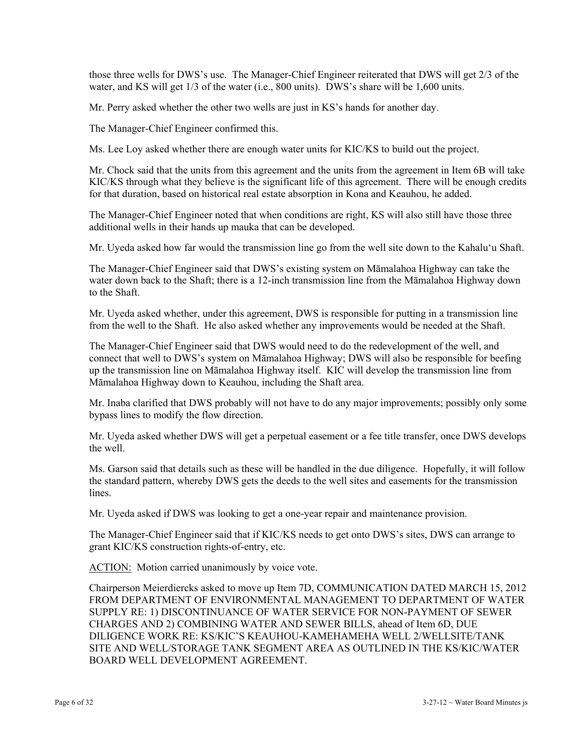those three wells for DWS's use. The Manager-Chief Engineer reiterated that DWS will get 2/3 of the water, and KS will get 1/3 of the water (i.e., 800 units). DWS's share will be 1,600 units.

Mr. Perry asked whether the other two wells are just in KS's hands for another day.

The Manager-Chief Engineer confirmed this.

Ms. Lee Loy asked whether there are enough water units for KIC/KS to build out the project.

Mr. Chock said that the units from this agreement and the units from the agreement in Item 6B will take KIC/KS through what they believe is the significant life of this agreement. There will be enough credits for that duration, based on historical real estate absorption in Kona and Keauhou, he added.

The Manager-Chief Engineer noted that when conditions are right, KS will also still have those three additional wells in their hands up mauka that can be developed.

Mr. Uyeda asked how far would the transmission line go from the well site down to the Kahalu'u Shaft.

The Manager-Chief Engineer said that DWS's existing system on Māmalahoa Highway can take the water down back to the Shaft; there is a 12-inch transmission line from the Māmalahoa Highway down to the Shaft.

Mr. Uyeda asked whether, under this agreement, DWS is responsible for putting in a transmission line from the well to the Shaft. He also asked whether any improvements would be needed at the Shaft.

The Manager-Chief Engineer said that DWS would need to do the redevelopment of the well, and connect that well to DWS's system on Māmalahoa Highway; DWS will also be responsible for beefing up the transmission line on Māmalahoa Highway itself. KIC will develop the transmission line from Māmalahoa Highway down to Keauhou, including the Shaft area.

Mr. Inaba clarified that DWS probably will not have to do any major improvements; possibly only some bypass lines to modify the flow direction.

Mr. Uyeda asked whether DWS will get a perpetual easement or a fee title transfer, once DWS develops the well.

Ms. Garson said that details such as these will be handled in the due diligence. Hopefully, it will follow the standard pattern, whereby DWS gets the deeds to the well sites and easements for the transmission lines.

Mr. Uyeda asked if DWS was looking to get a one-year repair and maintenance provision.

The Manager-Chief Engineer said that if KIC/KS needs to get onto DWS's sites, DWS can arrange to grant KIC/KS construction rights-of-entry, etc.

ACTION: Motion carried unanimously by voice vote.

Chairperson Meierdiercks asked to move up Item 7D, COMMUNICATION DATED MARCH 15, 2012 FROM DEPARTMENT OF ENVIRONMENTAL MANAGEMENT TO DEPARTMENT OF WATER SUPPLY RE: 1) DISCONTINUANCE OF WATER SERVICE FOR NON-PAYMENT OF SEWER CHARGES AND 2) COMBINING WATER AND SEWER BILLS, ahead of Item 6D, DUE DILIGENCE WORK RE: KS/KIC'S KEAUHOU-KAMEHAMEHA WELL 2/WELLSITE/TANK SITE AND WELL/STORAGE TANK SEGMENT AREA AS OUTLINED IN THE KS/KIC/WATER BOARD WELL DEVELOPMENT AGREEMENT.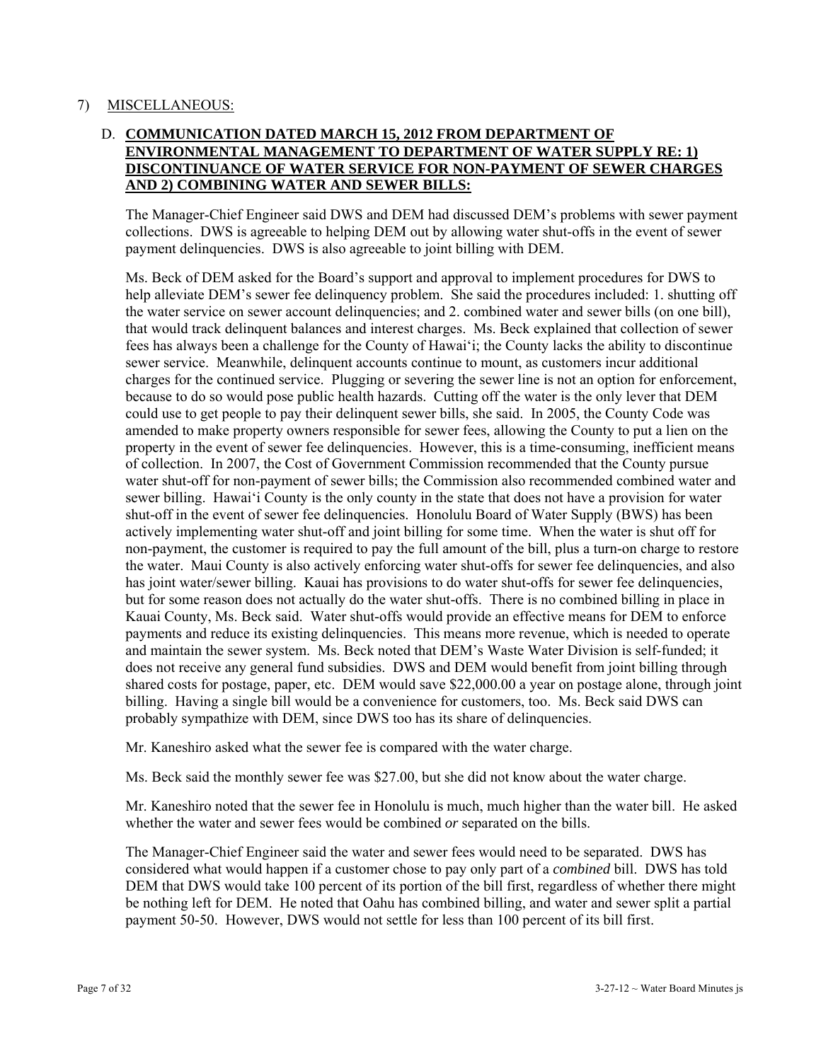7) MISCELLANEOUS:

D. **COMMUNICATION DATED MARCH 15, 2012 FROM DEPARTMENT OF ENVIRONMENTAL MANAGEMENT TO DEPARTMENT OF WATER SUPPLY RE: 1) DISCONTINUANCE OF WATER SERVICE FOR NON-PAYMENT OF SEWER CHARGES AND 2) COMBINING WATER AND SEWER BILLS:**

The Manager-Chief Engineer said DWS and DEM had discussed DEM's problems with sewer payment collections. DWS is agreeable to helping DEM out by allowing water shut-offs in the event of sewer payment delinquencies. DWS is also agreeable to joint billing with DEM.

Ms. Beck of DEM asked for the Board's support and approval to implement procedures for DWS to help alleviate DEM's sewer fee delinquency problem. She said the procedures included: 1. shutting off the water service on sewer account delinquencies; and 2. combined water and sewer bills (on one bill), that would track delinquent balances and interest charges. Ms. Beck explained that collection of sewer fees has always been a challenge for the County of Hawai'i; the County lacks the ability to discontinue sewer service. Meanwhile, delinquent accounts continue to mount, as customers incur additional charges for the continued service. Plugging or severing the sewer line is not an option for enforcement, because to do so would pose public health hazards. Cutting off the water is the only lever that DEM could use to get people to pay their delinquent sewer bills, she said. In 2005, the County Code was amended to make property owners responsible for sewer fees, allowing the County to put a lien on the property in the event of sewer fee delinquencies. However, this is a time-consuming, inefficient means of collection. In 2007, the Cost of Government Commission recommended that the County pursue water shut-off for non-payment of sewer bills; the Commission also recommended combined water and sewer billing. Hawai'i County is the only county in the state that does not have a provision for water shut-off in the event of sewer fee delinquencies. Honolulu Board of Water Supply (BWS) has been actively implementing water shut-off and joint billing for some time. When the water is shut off for non-payment, the customer is required to pay the full amount of the bill, plus a turn-on charge to restore the water. Maui County is also actively enforcing water shut-offs for sewer fee delinquencies, and also has joint water/sewer billing. Kauai has provisions to do water shut-offs for sewer fee delinquencies, but for some reason does not actually do the water shut-offs. There is no combined billing in place in Kauai County, Ms. Beck said. Water shut-offs would provide an effective means for DEM to enforce payments and reduce its existing delinquencies. This means more revenue, which is needed to operate and maintain the sewer system. Ms. Beck noted that DEM's Waste Water Division is self-funded; it does not receive any general fund subsidies. DWS and DEM would benefit from joint billing through shared costs for postage, paper, etc. DEM would save $22,000.00 a year on postage alone, through joint billing. Having a single bill would be a convenience for customers, too. Ms. Beck said DWS can probably sympathize with DEM, since DWS too has its share of delinquencies.

Mr. Kaneshiro asked what the sewer fee is compared with the water charge.

Ms. Beck said the monthly sewer fee was $27.00, but she did not know about the water charge.

Mr. Kaneshiro noted that the sewer fee in Honolulu is much, much higher than the water bill. He asked whether the water and sewer fees would be combined *or* separated on the bills.

The Manager-Chief Engineer said the water and sewer fees would need to be separated. DWS has considered what would happen if a customer chose to pay only part of a *combined* bill. DWS has told DEM that DWS would take 100 percent of its portion of the bill first, regardless of whether there might be nothing left for DEM. He noted that Oahu has combined billing, and water and sewer split a partial payment 50-50. However, DWS would not settle for less than 100 percent of its bill first.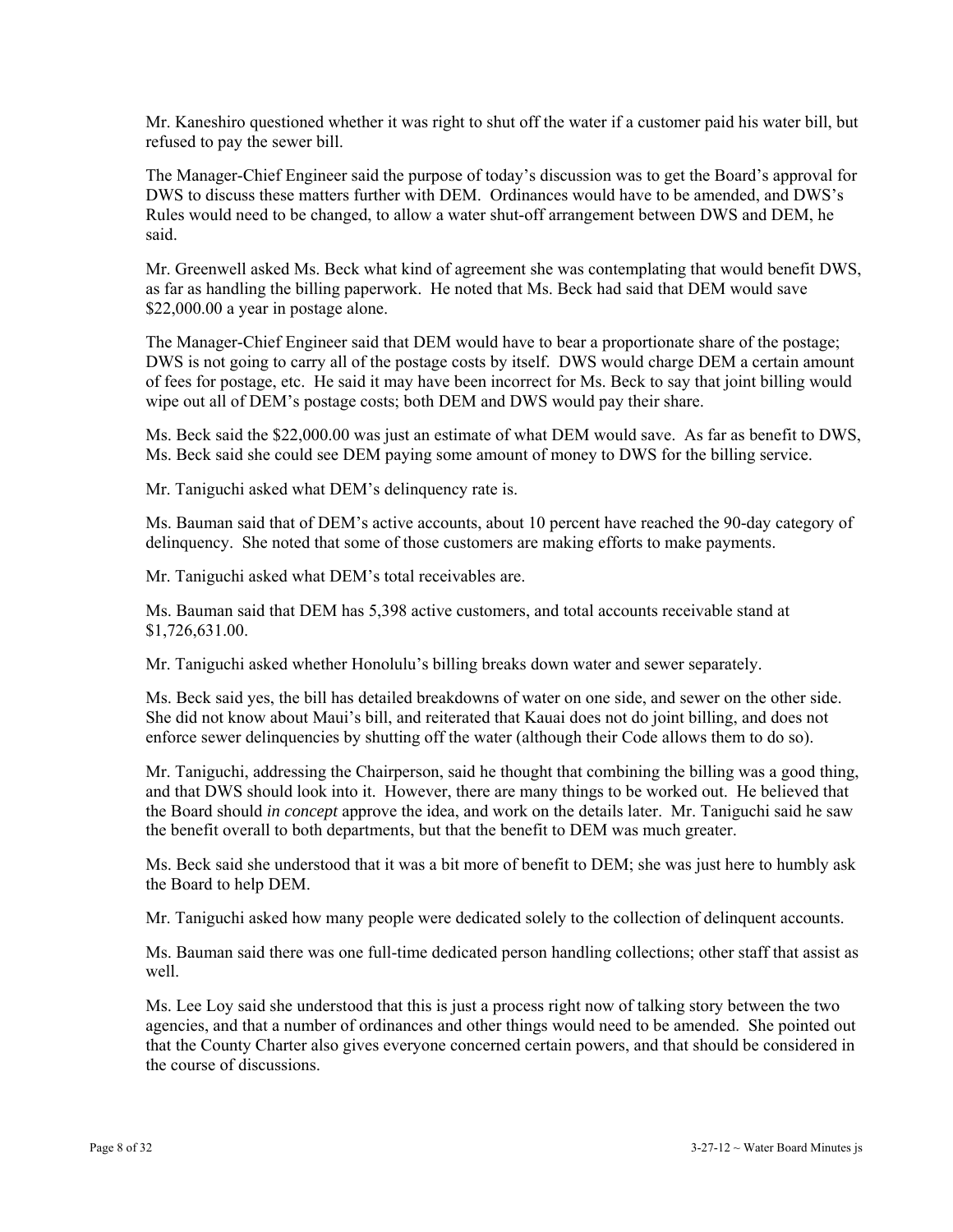Mr. Kaneshiro questioned whether it was right to shut off the water if a customer paid his water bill, but refused to pay the sewer bill.

The Manager-Chief Engineer said the purpose of today's discussion was to get the Board's approval for DWS to discuss these matters further with DEM. Ordinances would have to be amended, and DWS's Rules would need to be changed, to allow a water shut-off arrangement between DWS and DEM, he said.

Mr. Greenwell asked Ms. Beck what kind of agreement she was contemplating that would benefit DWS, as far as handling the billing paperwork. He noted that Ms. Beck had said that DEM would save $22,000.00 a year in postage alone.

The Manager-Chief Engineer said that DEM would have to bear a proportionate share of the postage; DWS is not going to carry all of the postage costs by itself. DWS would charge DEM a certain amount of fees for postage, etc. He said it may have been incorrect for Ms. Beck to say that joint billing would wipe out all of DEM's postage costs; both DEM and DWS would pay their share.

Ms. Beck said the $22,000.00 was just an estimate of what DEM would save. As far as benefit to DWS, Ms. Beck said she could see DEM paying some amount of money to DWS for the billing service.

Mr. Taniguchi asked what DEM's delinquency rate is.

Ms. Bauman said that of DEM's active accounts, about 10 percent have reached the 90-day category of delinquency. She noted that some of those customers are making efforts to make payments.

Mr. Taniguchi asked what DEM's total receivables are.

Ms. Bauman said that DEM has 5,398 active customers, and total accounts receivable stand at $1,726,631.00.

Mr. Taniguchi asked whether Honolulu's billing breaks down water and sewer separately.

Ms. Beck said yes, the bill has detailed breakdowns of water on one side, and sewer on the other side. She did not know about Maui's bill, and reiterated that Kauai does not do joint billing, and does not enforce sewer delinquencies by shutting off the water (although their Code allows them to do so).

Mr. Taniguchi, addressing the Chairperson, said he thought that combining the billing was a good thing, and that DWS should look into it. However, there are many things to be worked out. He believed that the Board should *in concept* approve the idea, and work on the details later. Mr. Taniguchi said he saw the benefit overall to both departments, but that the benefit to DEM was much greater.

Ms. Beck said she understood that it was a bit more of benefit to DEM; she was just here to humbly ask the Board to help DEM.

Mr. Taniguchi asked how many people were dedicated solely to the collection of delinquent accounts.

Ms. Bauman said there was one full-time dedicated person handling collections; other staff that assist as well.

Ms. Lee Loy said she understood that this is just a process right now of talking story between the two agencies, and that a number of ordinances and other things would need to be amended. She pointed out that the County Charter also gives everyone concerned certain powers, and that should be considered in the course of discussions.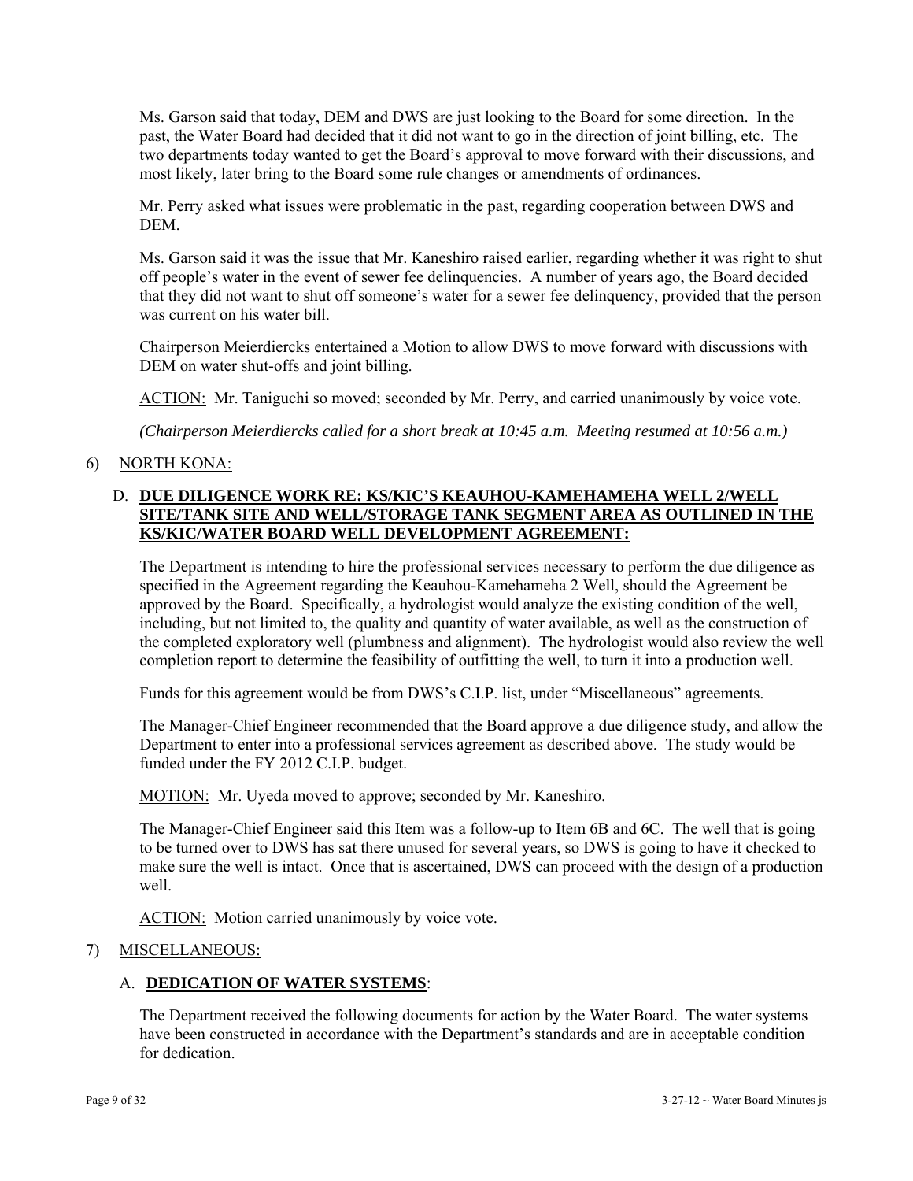Ms. Garson said that today, DEM and DWS are just looking to the Board for some direction. In the past, the Water Board had decided that it did not want to go in the direction of joint billing, etc. The two departments today wanted to get the Board's approval to move forward with their discussions, and most likely, later bring to the Board some rule changes or amendments of ordinances.

Mr. Perry asked what issues were problematic in the past, regarding cooperation between DWS and DEM.

Ms. Garson said it was the issue that Mr. Kaneshiro raised earlier, regarding whether it was right to shut off people's water in the event of sewer fee delinquencies. A number of years ago, the Board decided that they did not want to shut off someone's water for a sewer fee delinquency, provided that the person was current on his water bill.

Chairperson Meierdiercks entertained a Motion to allow DWS to move forward with discussions with DEM on water shut-offs and joint billing.

ACTION: Mr. Taniguchi so moved; seconded by Mr. Perry, and carried unanimously by voice vote.

*(Chairperson Meierdiercks called for a short break at 10:45 a.m. Meeting resumed at 10:56 a.m.)*

6) NORTH KONA:

D. **DUE DILIGENCE WORK RE: KS/KIC'S KEAUHOU-KAMEHAMEHA WELL 2/WELL SITE/TANK SITE AND WELL/STORAGE TANK SEGMENT AREA AS OUTLINED IN THE KS/KIC/WATER BOARD WELL DEVELOPMENT AGREEMENT:**

The Department is intending to hire the professional services necessary to perform the due diligence as specified in the Agreement regarding the Keauhou-Kamehameha 2 Well, should the Agreement be approved by the Board. Specifically, a hydrologist would analyze the existing condition of the well, including, but not limited to, the quality and quantity of water available, as well as the construction of the completed exploratory well (plumbness and alignment). The hydrologist would also review the well completion report to determine the feasibility of outfitting the well, to turn it into a production well.

Funds for this agreement would be from DWS's C.I.P. list, under "Miscellaneous" agreements.

The Manager-Chief Engineer recommended that the Board approve a due diligence study, and allow the Department to enter into a professional services agreement as described above. The study would be funded under the FY 2012 C.I.P. budget.

MOTION: Mr. Uyeda moved to approve; seconded by Mr. Kaneshiro.

The Manager-Chief Engineer said this Item was a follow-up to Item 6B and 6C. The well that is going to be turned over to DWS has sat there unused for several years, so DWS is going to have it checked to make sure the well is intact. Once that is ascertained, DWS can proceed with the design of a production well.

ACTION: Motion carried unanimously by voice vote.

7) MISCELLANEOUS:

A. **DEDICATION OF WATER SYSTEMS**:

The Department received the following documents for action by the Water Board. The water systems have been constructed in accordance with the Department's standards and are in acceptable condition for dedication.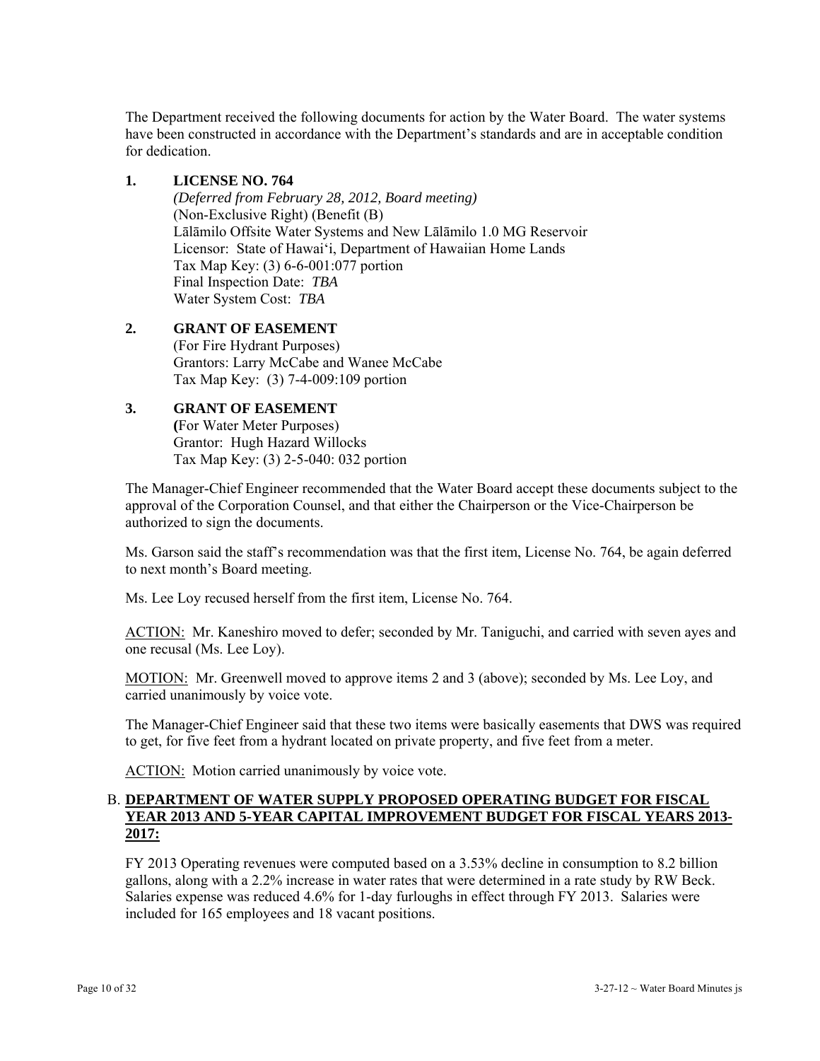The Department received the following documents for action by the Water Board. The water systems have been constructed in accordance with the Department's standards and are in acceptable condition for dedication.

1. **LICENSE NO. 764**
   *(Deferred from February 28, 2012, Board meeting)*
   (Non-Exclusive Right) (Benefit (B)
   Lālāmilo Offsite Water Systems and New Lālāmilo 1.0 MG Reservoir
   Licensor: State of Hawai'i, Department of Hawaiian Home Lands
   Tax Map Key: (3) 6-6-001:077 portion
   Final Inspection Date: *TBA*
   Water System Cost: *TBA*

2. **GRANT OF EASEMENT**
   (For Fire Hydrant Purposes)
   Grantors: Larry McCabe and Wanee McCabe
   Tax Map Key: (3) 7-4-009:109 portion

3. **GRANT OF EASEMENT**
   **(**For Water Meter Purposes)
   Grantor: Hugh Hazard Willocks
   Tax Map Key: (3) 2-5-040: 032 portion

The Manager-Chief Engineer recommended that the Water Board accept these documents subject to the approval of the Corporation Counsel, and that either the Chairperson or the Vice-Chairperson be authorized to sign the documents.

Ms. Garson said the staff's recommendation was that the first item, License No. 764, be again deferred to next month's Board meeting.

Ms. Lee Loy recused herself from the first item, License No. 764.

ACTION: Mr. Kaneshiro moved to defer; seconded by Mr. Taniguchi, and carried with seven ayes and one recusal (Ms. Lee Loy).

MOTION: Mr. Greenwell moved to approve items 2 and 3 (above); seconded by Ms. Lee Loy, and carried unanimously by voice vote.

The Manager-Chief Engineer said that these two items were basically easements that DWS was required to get, for five feet from a hydrant located on private property, and five feet from a meter.

ACTION: Motion carried unanimously by voice vote.

## B. **DEPARTMENT OF WATER SUPPLY PROPOSED OPERATING BUDGET FOR FISCAL YEAR 2013 AND 5-YEAR CAPITAL IMPROVEMENT BUDGET FOR FISCAL YEARS 2013-2017:**

FY 2013 Operating revenues were computed based on a 3.53% decline in consumption to 8.2 billion gallons, along with a 2.2% increase in water rates that were determined in a rate study by RW Beck. Salaries expense was reduced 4.6% for 1-day furloughs in effect through FY 2013. Salaries were included for 165 employees and 18 vacant positions.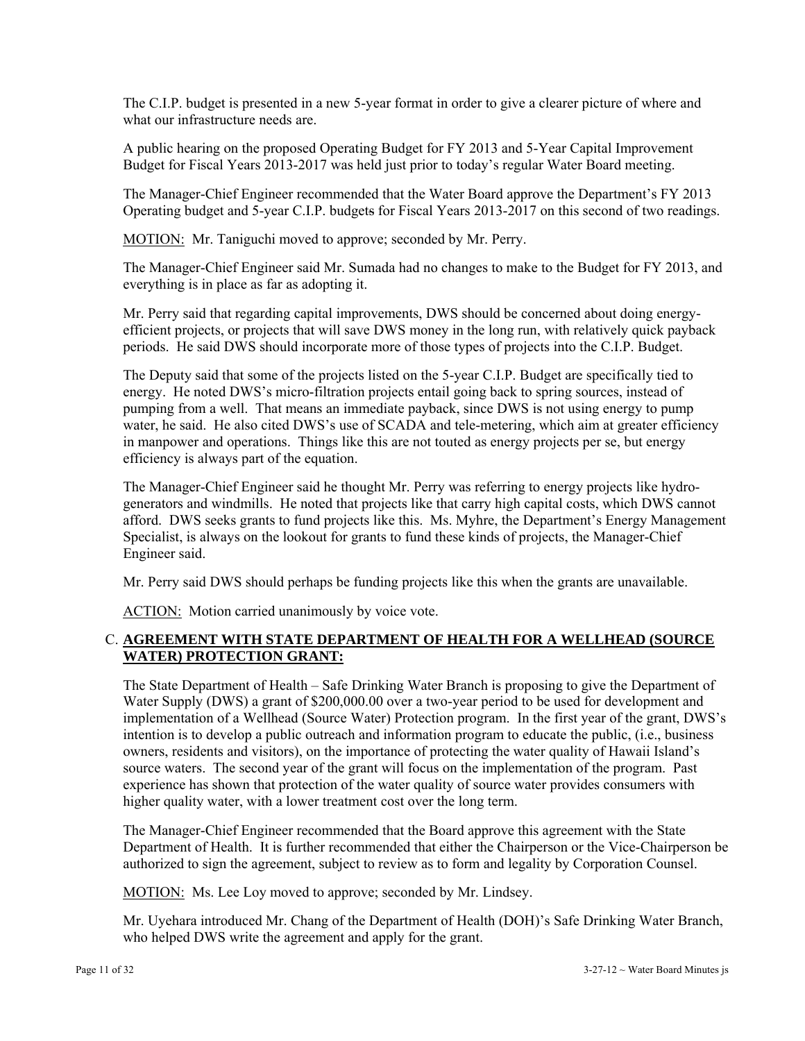The C.I.P. budget is presented in a new 5-year format in order to give a clearer picture of where and what our infrastructure needs are.

A public hearing on the proposed Operating Budget for FY 2013 and 5-Year Capital Improvement Budget for Fiscal Years 2013-2017 was held just prior to today's regular Water Board meeting.

The Manager-Chief Engineer recommended that the Water Board approve the Department's FY 2013 Operating budget and 5-year C.I.P. budgets for Fiscal Years 2013-2017 on this second of two readings.

<u>MOTION:</u> Mr. Taniguchi moved to approve; seconded by Mr. Perry.

The Manager-Chief Engineer said Mr. Sumada had no changes to make to the Budget for FY 2013, and everything is in place as far as adopting it.

Mr. Perry said that regarding capital improvements, DWS should be concerned about doing energy-efficient projects, or projects that will save DWS money in the long run, with relatively quick payback periods. He said DWS should incorporate more of those types of projects into the C.I.P. Budget.

The Deputy said that some of the projects listed on the 5-year C.I.P. Budget are specifically tied to energy. He noted DWS's micro-filtration projects entail going back to spring sources, instead of pumping from a well. That means an immediate payback, since DWS is not using energy to pump water, he said. He also cited DWS's use of SCADA and tele-metering, which aim at greater efficiency in manpower and operations. Things like this are not touted as energy projects per se, but energy efficiency is always part of the equation.

The Manager-Chief Engineer said he thought Mr. Perry was referring to energy projects like hydro-generators and windmills. He noted that projects like that carry high capital costs, which DWS cannot afford. DWS seeks grants to fund projects like this. Ms. Myhre, the Department's Energy Management Specialist, is always on the lookout for grants to fund these kinds of projects, the Manager-Chief Engineer said.

Mr. Perry said DWS should perhaps be funding projects like this when the grants are unavailable.

<u>ACTION:</u> Motion carried unanimously by voice vote.

C. **<u>AGREEMENT WITH STATE DEPARTMENT OF HEALTH FOR A WELLHEAD (SOURCE WATER) PROTECTION GRANT:</u>**

The State Department of Health – Safe Drinking Water Branch is proposing to give the Department of Water Supply (DWS) a grant of $200,000.00 over a two-year period to be used for development and implementation of a Wellhead (Source Water) Protection program. In the first year of the grant, DWS's intention is to develop a public outreach and information program to educate the public, (i.e., business owners, residents and visitors), on the importance of protecting the water quality of Hawaii Island's source waters. The second year of the grant will focus on the implementation of the program. Past experience has shown that protection of the water quality of source water provides consumers with higher quality water, with a lower treatment cost over the long term.

The Manager-Chief Engineer recommended that the Board approve this agreement with the State Department of Health. It is further recommended that either the Chairperson or the Vice-Chairperson be authorized to sign the agreement, subject to review as to form and legality by Corporation Counsel.

<u>MOTION:</u> Ms. Lee Loy moved to approve; seconded by Mr. Lindsey.

Mr. Uyehara introduced Mr. Chang of the Department of Health (DOH)'s Safe Drinking Water Branch, who helped DWS write the agreement and apply for the grant.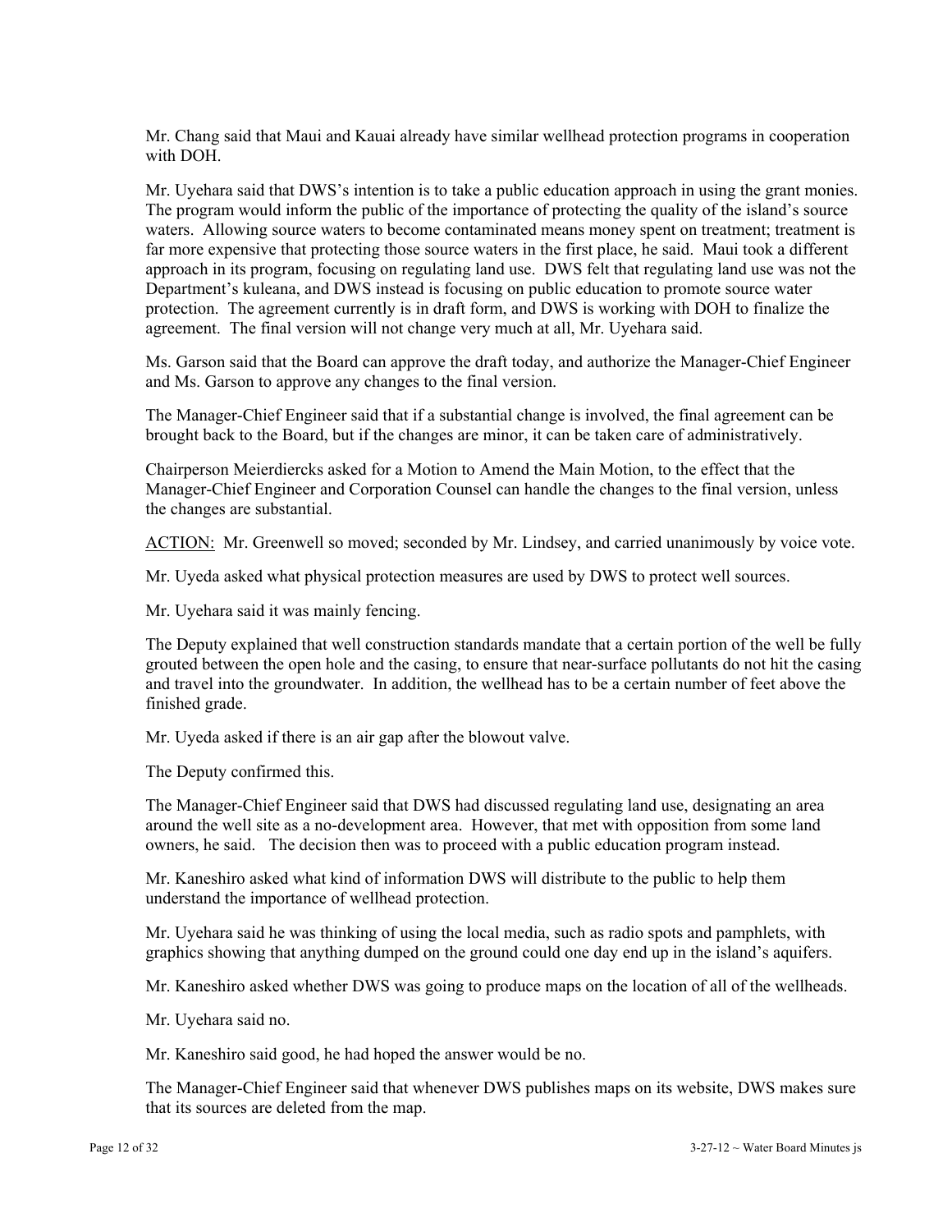Mr. Chang said that Maui and Kauai already have similar wellhead protection programs in cooperation with DOH.

Mr. Uyehara said that DWS's intention is to take a public education approach in using the grant monies. The program would inform the public of the importance of protecting the quality of the island's source waters. Allowing source waters to become contaminated means money spent on treatment; treatment is far more expensive that protecting those source waters in the first place, he said. Maui took a different approach in its program, focusing on regulating land use. DWS felt that regulating land use was not the Department's kuleana, and DWS instead is focusing on public education to promote source water protection. The agreement currently is in draft form, and DWS is working with DOH to finalize the agreement. The final version will not change very much at all, Mr. Uyehara said.

Ms. Garson said that the Board can approve the draft today, and authorize the Manager-Chief Engineer and Ms. Garson to approve any changes to the final version.

The Manager-Chief Engineer said that if a substantial change is involved, the final agreement can be brought back to the Board, but if the changes are minor, it can be taken care of administratively.

Chairperson Meierdiercks asked for a Motion to Amend the Main Motion, to the effect that the Manager-Chief Engineer and Corporation Counsel can handle the changes to the final version, unless the changes are substantial.

<u>ACTION:</u> Mr. Greenwell so moved; seconded by Mr. Lindsey, and carried unanimously by voice vote.

Mr. Uyeda asked what physical protection measures are used by DWS to protect well sources.

Mr. Uyehara said it was mainly fencing.

The Deputy explained that well construction standards mandate that a certain portion of the well be fully grouted between the open hole and the casing, to ensure that near-surface pollutants do not hit the casing and travel into the groundwater. In addition, the wellhead has to be a certain number of feet above the finished grade.

Mr. Uyeda asked if there is an air gap after the blowout valve.

The Deputy confirmed this.

The Manager-Chief Engineer said that DWS had discussed regulating land use, designating an area around the well site as a no-development area. However, that met with opposition from some land owners, he said. The decision then was to proceed with a public education program instead.

Mr. Kaneshiro asked what kind of information DWS will distribute to the public to help them understand the importance of wellhead protection.

Mr. Uyehara said he was thinking of using the local media, such as radio spots and pamphlets, with graphics showing that anything dumped on the ground could one day end up in the island's aquifers.

Mr. Kaneshiro asked whether DWS was going to produce maps on the location of all of the wellheads.

Mr. Uyehara said no.

Mr. Kaneshiro said good, he had hoped the answer would be no.

The Manager-Chief Engineer said that whenever DWS publishes maps on its website, DWS makes sure that its sources are deleted from the map.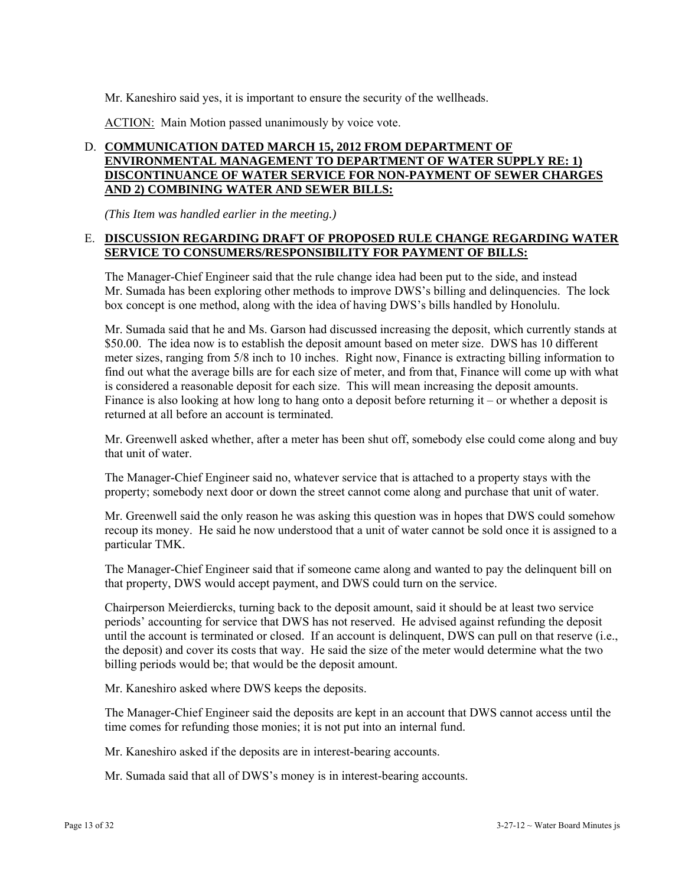Mr. Kaneshiro said yes, it is important to ensure the security of the wellheads.

ACTION: Main Motion passed unanimously by voice vote.

D. **COMMUNICATION DATED MARCH 15, 2012 FROM DEPARTMENT OF ENVIRONMENTAL MANAGEMENT TO DEPARTMENT OF WATER SUPPLY RE: 1) DISCONTINUANCE OF WATER SERVICE FOR NON-PAYMENT OF SEWER CHARGES AND 2) COMBINING WATER AND SEWER BILLS:**

*(This Item was handled earlier in the meeting.)*

E. **DISCUSSION REGARDING DRAFT OF PROPOSED RULE CHANGE REGARDING WATER SERVICE TO CONSUMERS/RESPONSIBILITY FOR PAYMENT OF BILLS:**

The Manager-Chief Engineer said that the rule change idea had been put to the side, and instead Mr. Sumada has been exploring other methods to improve DWS's billing and delinquencies. The lock box concept is one method, along with the idea of having DWS's bills handled by Honolulu.

Mr. Sumada said that he and Ms. Garson had discussed increasing the deposit, which currently stands at $50.00. The idea now is to establish the deposit amount based on meter size. DWS has 10 different meter sizes, ranging from 5/8 inch to 10 inches. Right now, Finance is extracting billing information to find out what the average bills are for each size of meter, and from that, Finance will come up with what is considered a reasonable deposit for each size. This will mean increasing the deposit amounts. Finance is also looking at how long to hang onto a deposit before returning it – or whether a deposit is returned at all before an account is terminated.

Mr. Greenwell asked whether, after a meter has been shut off, somebody else could come along and buy that unit of water.

The Manager-Chief Engineer said no, whatever service that is attached to a property stays with the property; somebody next door or down the street cannot come along and purchase that unit of water.

Mr. Greenwell said the only reason he was asking this question was in hopes that DWS could somehow recoup its money. He said he now understood that a unit of water cannot be sold once it is assigned to a particular TMK.

The Manager-Chief Engineer said that if someone came along and wanted to pay the delinquent bill on that property, DWS would accept payment, and DWS could turn on the service.

Chairperson Meierdiercks, turning back to the deposit amount, said it should be at least two service periods' accounting for service that DWS has not reserved. He advised against refunding the deposit until the account is terminated or closed. If an account is delinquent, DWS can pull on that reserve (i.e., the deposit) and cover its costs that way. He said the size of the meter would determine what the two billing periods would be; that would be the deposit amount.

Mr. Kaneshiro asked where DWS keeps the deposits.

The Manager-Chief Engineer said the deposits are kept in an account that DWS cannot access until the time comes for refunding those monies; it is not put into an internal fund.

Mr. Kaneshiro asked if the deposits are in interest-bearing accounts.

Mr. Sumada said that all of DWS's money is in interest-bearing accounts.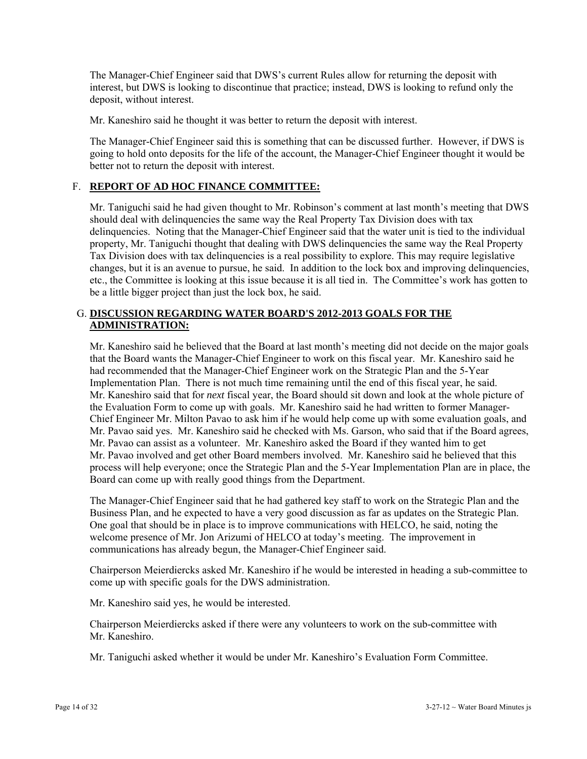The Manager-Chief Engineer said that DWS's current Rules allow for returning the deposit with interest, but DWS is looking to discontinue that practice; instead, DWS is looking to refund only the deposit, without interest.

Mr. Kaneshiro said he thought it was better to return the deposit with interest.

The Manager-Chief Engineer said this is something that can be discussed further. However, if DWS is going to hold onto deposits for the life of the account, the Manager-Chief Engineer thought it would be better not to return the deposit with interest.

F. **REPORT OF AD HOC FINANCE COMMITTEE:**

Mr. Taniguchi said he had given thought to Mr. Robinson's comment at last month's meeting that DWS should deal with delinquencies the same way the Real Property Tax Division does with tax delinquencies. Noting that the Manager-Chief Engineer said that the water unit is tied to the individual property, Mr. Taniguchi thought that dealing with DWS delinquencies the same way the Real Property Tax Division does with tax delinquencies is a real possibility to explore. This may require legislative changes, but it is an avenue to pursue, he said. In addition to the lock box and improving delinquencies, etc., the Committee is looking at this issue because it is all tied in. The Committee's work has gotten to be a little bigger project than just the lock box, he said.

G. **DISCUSSION REGARDING WATER BOARD'S 2012-2013 GOALS FOR THE ADMINISTRATION:**

Mr. Kaneshiro said he believed that the Board at last month's meeting did not decide on the major goals that the Board wants the Manager-Chief Engineer to work on this fiscal year. Mr. Kaneshiro said he had recommended that the Manager-Chief Engineer work on the Strategic Plan and the 5-Year Implementation Plan. There is not much time remaining until the end of this fiscal year, he said. Mr. Kaneshiro said that for *next* fiscal year, the Board should sit down and look at the whole picture of the Evaluation Form to come up with goals. Mr. Kaneshiro said he had written to former Manager-Chief Engineer Mr. Milton Pavao to ask him if he would help come up with some evaluation goals, and Mr. Pavao said yes. Mr. Kaneshiro said he checked with Ms. Garson, who said that if the Board agrees, Mr. Pavao can assist as a volunteer. Mr. Kaneshiro asked the Board if they wanted him to get Mr. Pavao involved and get other Board members involved. Mr. Kaneshiro said he believed that this process will help everyone; once the Strategic Plan and the 5-Year Implementation Plan are in place, the Board can come up with really good things from the Department.

The Manager-Chief Engineer said that he had gathered key staff to work on the Strategic Plan and the Business Plan, and he expected to have a very good discussion as far as updates on the Strategic Plan. One goal that should be in place is to improve communications with HELCO, he said, noting the welcome presence of Mr. Jon Arizumi of HELCO at today's meeting. The improvement in communications has already begun, the Manager-Chief Engineer said.

Chairperson Meierdiercks asked Mr. Kaneshiro if he would be interested in heading a sub-committee to come up with specific goals for the DWS administration.

Mr. Kaneshiro said yes, he would be interested.

Chairperson Meierdiercks asked if there were any volunteers to work on the sub-committee with Mr. Kaneshiro.

Mr. Taniguchi asked whether it would be under Mr. Kaneshiro's Evaluation Form Committee.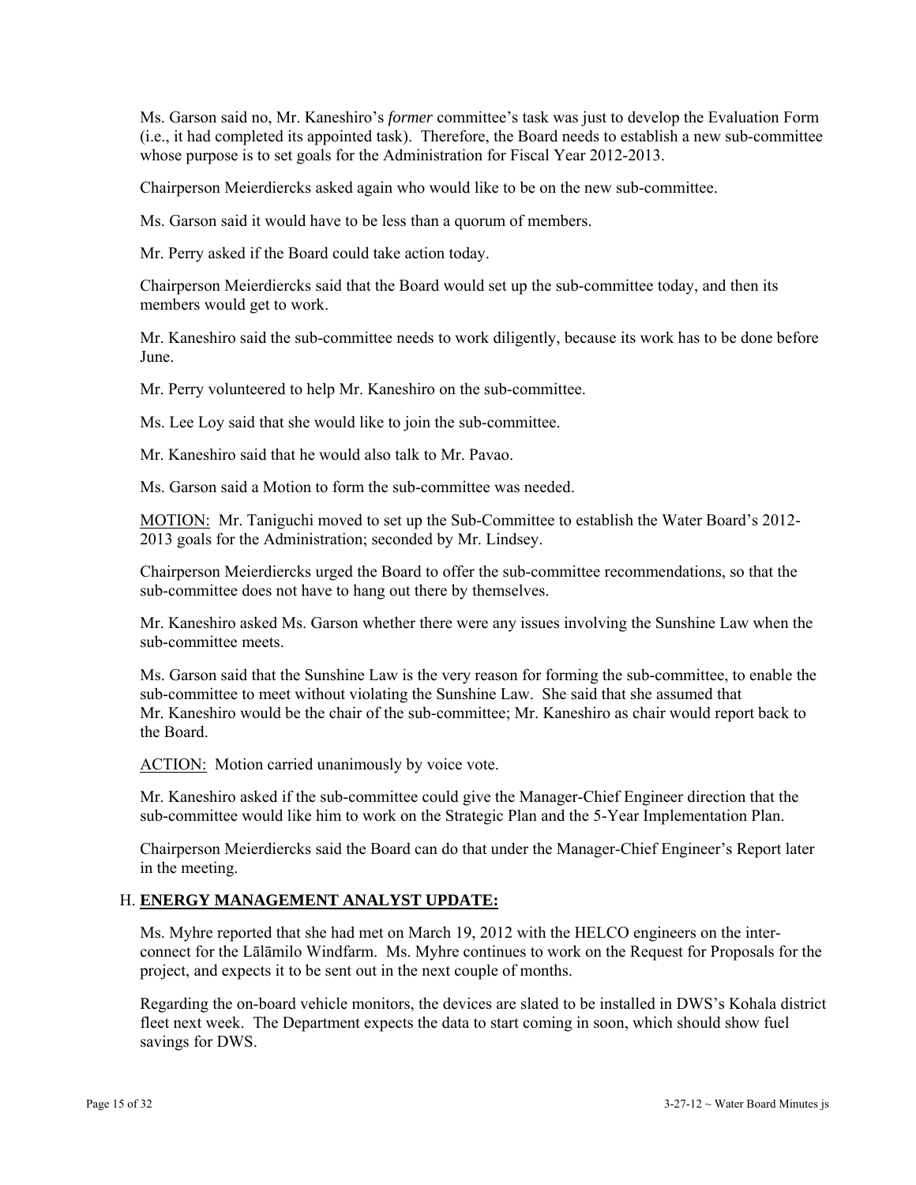Ms. Garson said no, Mr. Kaneshiro's *former* committee's task was just to develop the Evaluation Form (i.e., it had completed its appointed task). Therefore, the Board needs to establish a new sub-committee whose purpose is to set goals for the Administration for Fiscal Year 2012-2013.

Chairperson Meierdiercks asked again who would like to be on the new sub-committee.

Ms. Garson said it would have to be less than a quorum of members.

Mr. Perry asked if the Board could take action today.

Chairperson Meierdiercks said that the Board would set up the sub-committee today, and then its members would get to work.

Mr. Kaneshiro said the sub-committee needs to work diligently, because its work has to be done before June.

Mr. Perry volunteered to help Mr. Kaneshiro on the sub-committee.

Ms. Lee Loy said that she would like to join the sub-committee.

Mr. Kaneshiro said that he would also talk to Mr. Pavao.

Ms. Garson said a Motion to form the sub-committee was needed.

<u>MOTION:</u> Mr. Taniguchi moved to set up the Sub-Committee to establish the Water Board's 2012-2013 goals for the Administration; seconded by Mr. Lindsey.

Chairperson Meierdiercks urged the Board to offer the sub-committee recommendations, so that the sub-committee does not have to hang out there by themselves.

Mr. Kaneshiro asked Ms. Garson whether there were any issues involving the Sunshine Law when the sub-committee meets.

Ms. Garson said that the Sunshine Law is the very reason for forming the sub-committee, to enable the sub-committee to meet without violating the Sunshine Law. She said that she assumed that Mr. Kaneshiro would be the chair of the sub-committee; Mr. Kaneshiro as chair would report back to the Board.

<u>ACTION:</u> Motion carried unanimously by voice vote.

Mr. Kaneshiro asked if the sub-committee could give the Manager-Chief Engineer direction that the sub-committee would like him to work on the Strategic Plan and the 5-Year Implementation Plan.

Chairperson Meierdiercks said the Board can do that under the Manager-Chief Engineer's Report later in the meeting.

## H. **<u>ENERGY MANAGEMENT ANALYST UPDATE:</u>**

Ms. Myhre reported that she had met on March 19, 2012 with the HELCO engineers on the inter-connect for the Lālāmilo Windfarm. Ms. Myhre continues to work on the Request for Proposals for the project, and expects it to be sent out in the next couple of months.

Regarding the on-board vehicle monitors, the devices are slated to be installed in DWS's Kohala district fleet next week. The Department expects the data to start coming in soon, which should show fuel savings for DWS.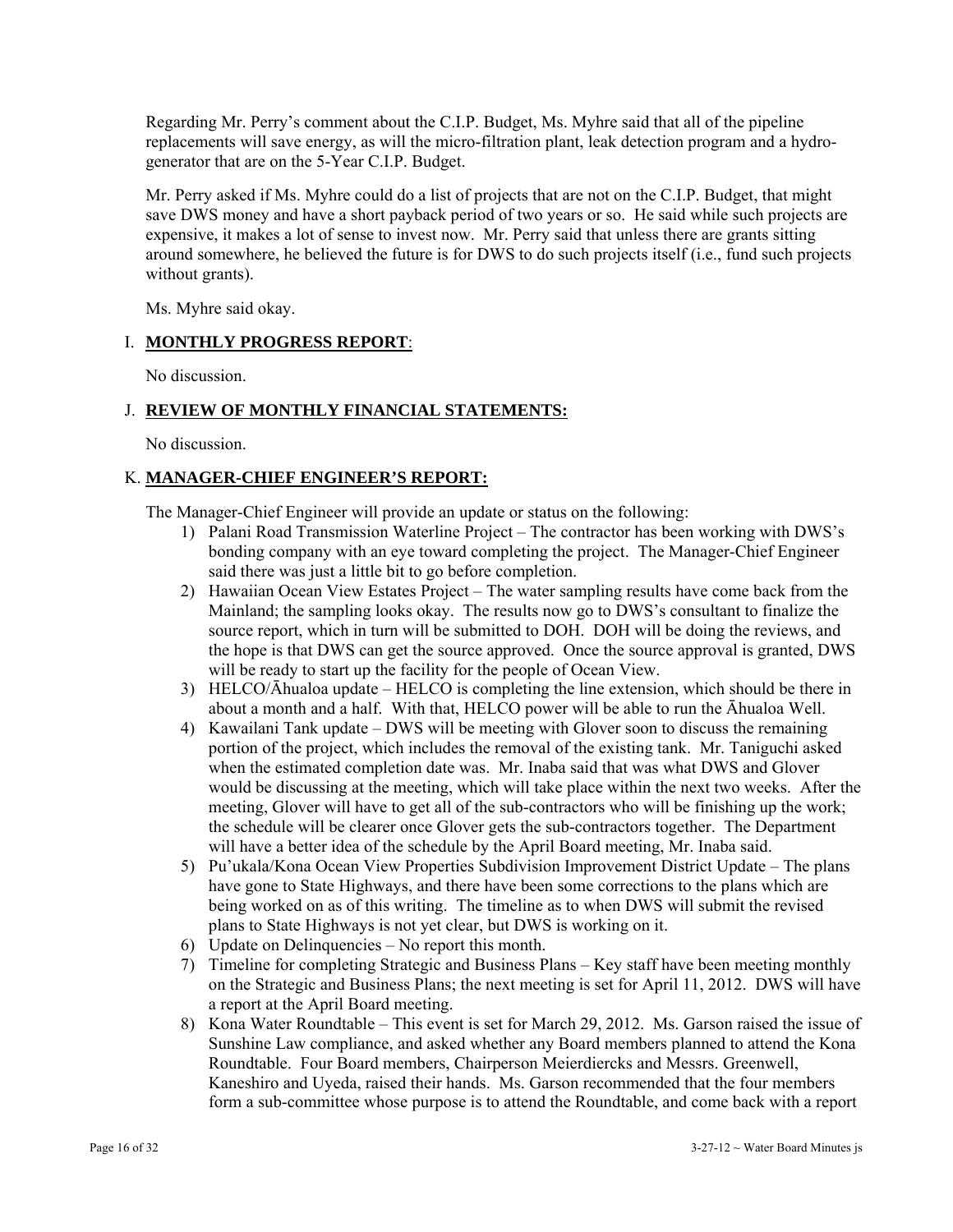Regarding Mr. Perry's comment about the C.I.P. Budget, Ms. Myhre said that all of the pipeline replacements will save energy, as will the micro-filtration plant, leak detection program and a hydro-generator that are on the 5-Year C.I.P. Budget.

Mr. Perry asked if Ms. Myhre could do a list of projects that are not on the C.I.P. Budget, that might save DWS money and have a short payback period of two years or so. He said while such projects are expensive, it makes a lot of sense to invest now. Mr. Perry said that unless there are grants sitting around somewhere, he believed the future is for DWS to do such projects itself (i.e., fund such projects without grants).

Ms. Myhre said okay.

## I. **MONTHLY PROGRESS REPORT**:

No discussion.

## J. **REVIEW OF MONTHLY FINANCIAL STATEMENTS:**

No discussion.

## K. **MANAGER-CHIEF ENGINEER'S REPORT:**

The Manager-Chief Engineer will provide an update or status on the following:

1) Palani Road Transmission Waterline Project – The contractor has been working with DWS's bonding company with an eye toward completing the project. The Manager-Chief Engineer said there was just a little bit to go before completion.
2) Hawaiian Ocean View Estates Project – The water sampling results have come back from the Mainland; the sampling looks okay. The results now go to DWS's consultant to finalize the source report, which in turn will be submitted to DOH. DOH will be doing the reviews, and the hope is that DWS can get the source approved. Once the source approval is granted, DWS will be ready to start up the facility for the people of Ocean View.
3) HELCO/Āhualoa update – HELCO is completing the line extension, which should be there in about a month and a half. With that, HELCO power will be able to run the Āhualoa Well.
4) Kawailani Tank update – DWS will be meeting with Glover soon to discuss the remaining portion of the project, which includes the removal of the existing tank. Mr. Taniguchi asked when the estimated completion date was. Mr. Inaba said that was what DWS and Glover would be discussing at the meeting, which will take place within the next two weeks. After the meeting, Glover will have to get all of the sub-contractors who will be finishing up the work; the schedule will be clearer once Glover gets the sub-contractors together. The Department will have a better idea of the schedule by the April Board meeting, Mr. Inaba said.
5) Pu'ukala/Kona Ocean View Properties Subdivision Improvement District Update – The plans have gone to State Highways, and there have been some corrections to the plans which are being worked on as of this writing. The timeline as to when DWS will submit the revised plans to State Highways is not yet clear, but DWS is working on it.
6) Update on Delinquencies – No report this month.
7) Timeline for completing Strategic and Business Plans – Key staff have been meeting monthly on the Strategic and Business Plans; the next meeting is set for April 11, 2012. DWS will have a report at the April Board meeting.
8) Kona Water Roundtable – This event is set for March 29, 2012. Ms. Garson raised the issue of Sunshine Law compliance, and asked whether any Board members planned to attend the Kona Roundtable. Four Board members, Chairperson Meierdiercks and Messrs. Greenwell, Kaneshiro and Uyeda, raised their hands. Ms. Garson recommended that the four members form a sub-committee whose purpose is to attend the Roundtable, and come back with a report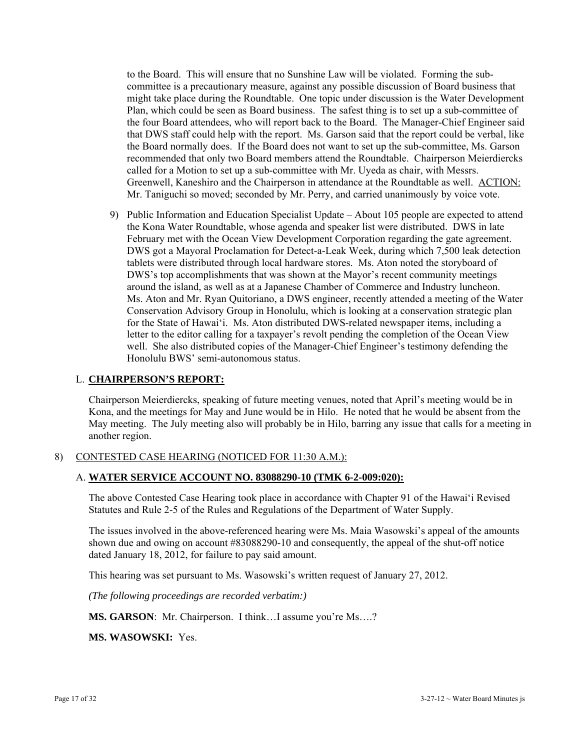to the Board. This will ensure that no Sunshine Law will be violated. Forming the sub-committee is a precautionary measure, against any possible discussion of Board business that might take place during the Roundtable. One topic under discussion is the Water Development Plan, which could be seen as Board business. The safest thing is to set up a sub-committee of the four Board attendees, who will report back to the Board. The Manager-Chief Engineer said that DWS staff could help with the report. Ms. Garson said that the report could be verbal, like the Board normally does. If the Board does not want to set up the sub-committee, Ms. Garson recommended that only two Board members attend the Roundtable. Chairperson Meierdiercks called for a Motion to set up a sub-committee with Mr. Uyeda as chair, with Messrs. Greenwell, Kaneshiro and the Chairperson in attendance at the Roundtable as well. ACTION: Mr. Taniguchi so moved; seconded by Mr. Perry, and carried unanimously by voice vote.

9) Public Information and Education Specialist Update – About 105 people are expected to attend the Kona Water Roundtable, whose agenda and speaker list were distributed. DWS in late February met with the Ocean View Development Corporation regarding the gate agreement. DWS got a Mayoral Proclamation for Detect-a-Leak Week, during which 7,500 leak detection tablets were distributed through local hardware stores. Ms. Aton noted the storyboard of DWS's top accomplishments that was shown at the Mayor's recent community meetings around the island, as well as at a Japanese Chamber of Commerce and Industry luncheon. Ms. Aton and Mr. Ryan Quitoriano, a DWS engineer, recently attended a meeting of the Water Conservation Advisory Group in Honolulu, which is looking at a conservation strategic plan for the State of Hawai'i. Ms. Aton distributed DWS-related newspaper items, including a letter to the editor calling for a taxpayer's revolt pending the completion of the Ocean View well. She also distributed copies of the Manager-Chief Engineer's testimony defending the Honolulu BWS' semi-autonomous status.

## L. CHAIRPERSON'S REPORT:

Chairperson Meierdiercks, speaking of future meeting venues, noted that April's meeting would be in Kona, and the meetings for May and June would be in Hilo. He noted that he would be absent from the May meeting. The July meeting also will probably be in Hilo, barring any issue that calls for a meeting in another region.

## 8) CONTESTED CASE HEARING (NOTICED FOR 11:30 A.M.):

### A. WATER SERVICE ACCOUNT NO. 83088290-10 (TMK 6-2-009:020):

The above Contested Case Hearing took place in accordance with Chapter 91 of the Hawai'i Revised Statutes and Rule 2-5 of the Rules and Regulations of the Department of Water Supply.

The issues involved in the above-referenced hearing were Ms. Maia Wasowski's appeal of the amounts shown due and owing on account #83088290-10 and consequently, the appeal of the shut-off notice dated January 18, 2012, for failure to pay said amount.

This hearing was set pursuant to Ms. Wasowski's written request of January 27, 2012.

*(The following proceedings are recorded verbatim:)*

**MS. GARSON**: Mr. Chairperson. I think…I assume you're Ms….?

**MS. WASOWSKI:** Yes.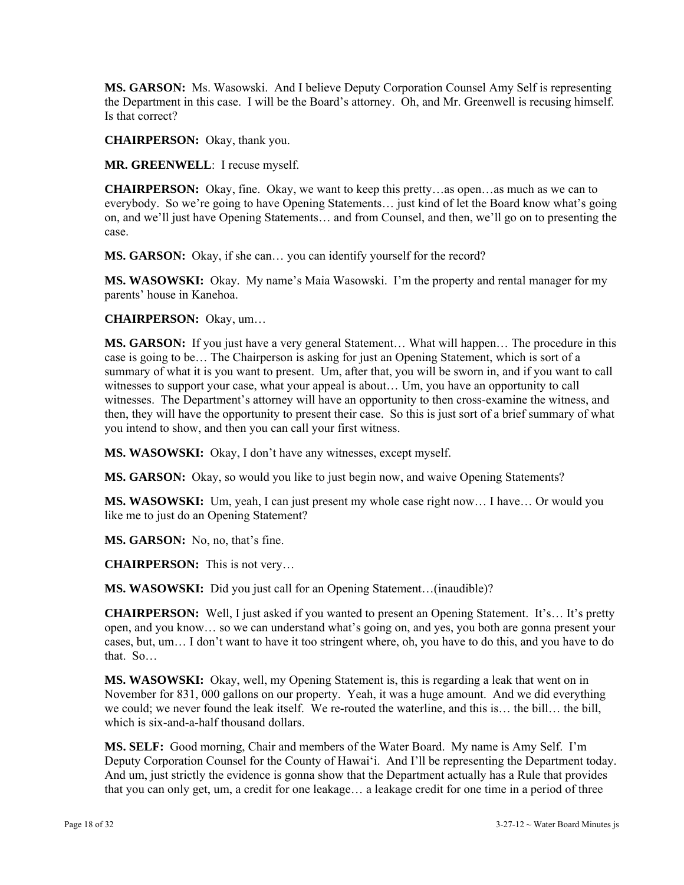**MS. GARSON:** Ms. Wasowski. And I believe Deputy Corporation Counsel Amy Self is representing the Department in this case. I will be the Board's attorney. Oh, and Mr. Greenwell is recusing himself. Is that correct?

**CHAIRPERSON:** Okay, thank you.

**MR. GREENWELL**: I recuse myself.

**CHAIRPERSON:** Okay, fine. Okay, we want to keep this pretty…as open…as much as we can to everybody. So we're going to have Opening Statements… just kind of let the Board know what's going on, and we'll just have Opening Statements… and from Counsel, and then, we'll go on to presenting the case.

**MS. GARSON:** Okay, if she can… you can identify yourself for the record?

**MS. WASOWSKI:** Okay. My name's Maia Wasowski. I'm the property and rental manager for my parents' house in Kanehoa.

**CHAIRPERSON:** Okay, um…

**MS. GARSON:** If you just have a very general Statement… What will happen… The procedure in this case is going to be… The Chairperson is asking for just an Opening Statement, which is sort of a summary of what it is you want to present. Um, after that, you will be sworn in, and if you want to call witnesses to support your case, what your appeal is about… Um, you have an opportunity to call witnesses. The Department's attorney will have an opportunity to then cross-examine the witness, and then, they will have the opportunity to present their case. So this is just sort of a brief summary of what you intend to show, and then you can call your first witness.

**MS. WASOWSKI:** Okay, I don't have any witnesses, except myself.

**MS. GARSON:** Okay, so would you like to just begin now, and waive Opening Statements?

**MS. WASOWSKI:** Um, yeah, I can just present my whole case right now… I have… Or would you like me to just do an Opening Statement?

**MS. GARSON:** No, no, that's fine.

**CHAIRPERSON:** This is not very…

**MS. WASOWSKI:** Did you just call for an Opening Statement…(inaudible)?

**CHAIRPERSON:** Well, I just asked if you wanted to present an Opening Statement. It's… It's pretty open, and you know… so we can understand what's going on, and yes, you both are gonna present your cases, but, um… I don't want to have it too stringent where, oh, you have to do this, and you have to do that. So…

**MS. WASOWSKI:** Okay, well, my Opening Statement is, this is regarding a leak that went on in November for 831, 000 gallons on our property. Yeah, it was a huge amount. And we did everything we could; we never found the leak itself. We re-routed the waterline, and this is… the bill… the bill, which is six-and-a-half thousand dollars.

**MS. SELF:** Good morning, Chair and members of the Water Board. My name is Amy Self. I'm Deputy Corporation Counsel for the County of Hawai'i. And I'll be representing the Department today. And um, just strictly the evidence is gonna show that the Department actually has a Rule that provides that you can only get, um, a credit for one leakage… a leakage credit for one time in a period of three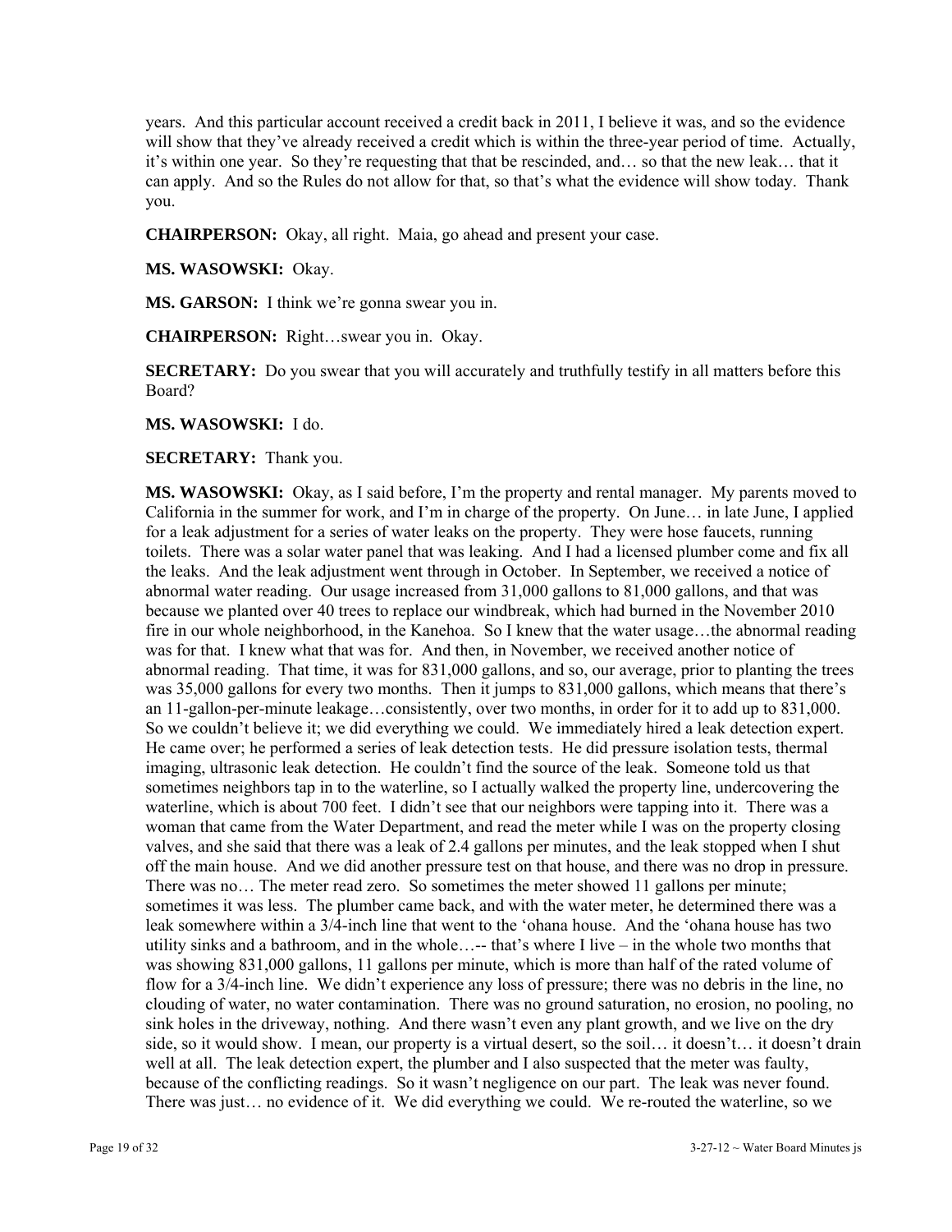years. And this particular account received a credit back in 2011, I believe it was, and so the evidence will show that they've already received a credit which is within the three-year period of time. Actually, it's within one year. So they're requesting that that be rescinded, and… so that the new leak… that it can apply. And so the Rules do not allow for that, so that's what the evidence will show today. Thank you.

**CHAIRPERSON:** Okay, all right. Maia, go ahead and present your case.

**MS. WASOWSKI:** Okay.

**MS. GARSON:** I think we're gonna swear you in.

**CHAIRPERSON:** Right…swear you in. Okay.

**SECRETARY:** Do you swear that you will accurately and truthfully testify in all matters before this Board?

**MS. WASOWSKI:** I do.

**SECRETARY:** Thank you.

**MS. WASOWSKI:** Okay, as I said before, I'm the property and rental manager. My parents moved to California in the summer for work, and I'm in charge of the property. On June… in late June, I applied for a leak adjustment for a series of water leaks on the property. They were hose faucets, running toilets. There was a solar water panel that was leaking. And I had a licensed plumber come and fix all the leaks. And the leak adjustment went through in October. In September, we received a notice of abnormal water reading. Our usage increased from 31,000 gallons to 81,000 gallons, and that was because we planted over 40 trees to replace our windbreak, which had burned in the November 2010 fire in our whole neighborhood, in the Kanehoa. So I knew that the water usage…the abnormal reading was for that. I knew what that was for. And then, in November, we received another notice of abnormal reading. That time, it was for 831,000 gallons, and so, our average, prior to planting the trees was 35,000 gallons for every two months. Then it jumps to 831,000 gallons, which means that there's an 11-gallon-per-minute leakage…consistently, over two months, in order for it to add up to 831,000. So we couldn't believe it; we did everything we could. We immediately hired a leak detection expert. He came over; he performed a series of leak detection tests. He did pressure isolation tests, thermal imaging, ultrasonic leak detection. He couldn't find the source of the leak. Someone told us that sometimes neighbors tap in to the waterline, so I actually walked the property line, undercovering the waterline, which is about 700 feet. I didn't see that our neighbors were tapping into it. There was a woman that came from the Water Department, and read the meter while I was on the property closing valves, and she said that there was a leak of 2.4 gallons per minutes, and the leak stopped when I shut off the main house. And we did another pressure test on that house, and there was no drop in pressure. There was no… The meter read zero. So sometimes the meter showed 11 gallons per minute; sometimes it was less. The plumber came back, and with the water meter, he determined there was a leak somewhere within a 3/4-inch line that went to the 'ohana house. And the 'ohana house has two utility sinks and a bathroom, and in the whole…-- that's where I live – in the whole two months that was showing 831,000 gallons, 11 gallons per minute, which is more than half of the rated volume of flow for a 3/4-inch line. We didn't experience any loss of pressure; there was no debris in the line, no clouding of water, no water contamination. There was no ground saturation, no erosion, no pooling, no sink holes in the driveway, nothing. And there wasn't even any plant growth, and we live on the dry side, so it would show. I mean, our property is a virtual desert, so the soil… it doesn't… it doesn't drain well at all. The leak detection expert, the plumber and I also suspected that the meter was faulty, because of the conflicting readings. So it wasn't negligence on our part. The leak was never found. There was just… no evidence of it. We did everything we could. We re-routed the waterline, so we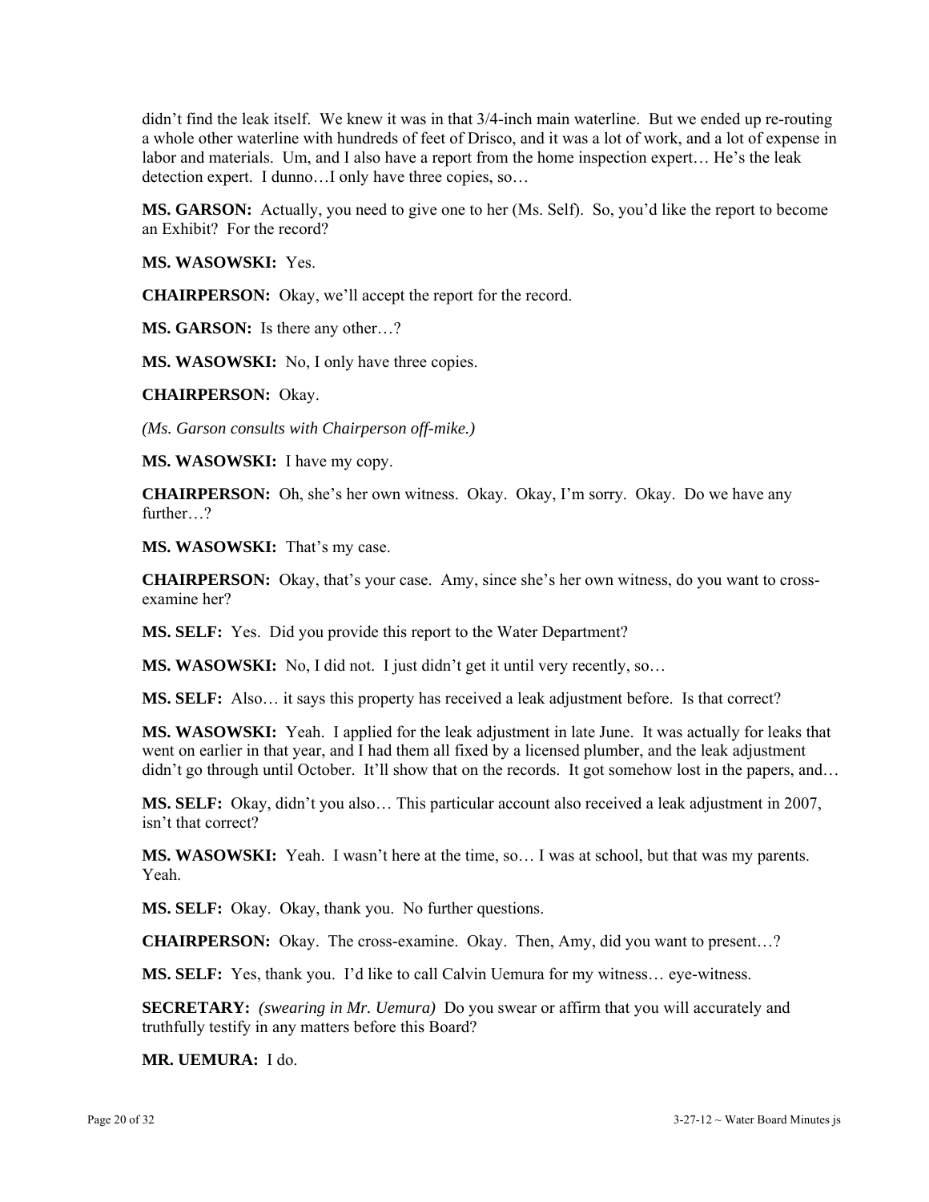didn't find the leak itself. We knew it was in that 3/4-inch main waterline. But we ended up re-routing a whole other waterline with hundreds of feet of Drisco, and it was a lot of work, and a lot of expense in labor and materials. Um, and I also have a report from the home inspection expert… He's the leak detection expert. I dunno…I only have three copies, so…

**MS. GARSON:** Actually, you need to give one to her (Ms. Self). So, you'd like the report to become an Exhibit? For the record?

**MS. WASOWSKI:** Yes.

**CHAIRPERSON:** Okay, we'll accept the report for the record.

**MS. GARSON:** Is there any other…?

**MS. WASOWSKI:** No, I only have three copies.

**CHAIRPERSON:** Okay.

*(Ms. Garson consults with Chairperson off-mike.)*

**MS. WASOWSKI:** I have my copy.

**CHAIRPERSON:** Oh, she's her own witness. Okay. Okay, I'm sorry. Okay. Do we have any further…?

**MS. WASOWSKI:** That's my case.

**CHAIRPERSON:** Okay, that's your case. Amy, since she's her own witness, do you want to cross-examine her?

**MS. SELF:** Yes. Did you provide this report to the Water Department?

**MS. WASOWSKI:** No, I did not. I just didn't get it until very recently, so…

**MS. SELF:** Also… it says this property has received a leak adjustment before. Is that correct?

**MS. WASOWSKI:** Yeah. I applied for the leak adjustment in late June. It was actually for leaks that went on earlier in that year, and I had them all fixed by a licensed plumber, and the leak adjustment didn't go through until October. It'll show that on the records. It got somehow lost in the papers, and…

**MS. SELF:** Okay, didn't you also… This particular account also received a leak adjustment in 2007, isn't that correct?

**MS. WASOWSKI:** Yeah. I wasn't here at the time, so… I was at school, but that was my parents. Yeah.

**MS. SELF:** Okay. Okay, thank you. No further questions.

**CHAIRPERSON:** Okay. The cross-examine. Okay. Then, Amy, did you want to present…?

**MS. SELF:** Yes, thank you. I'd like to call Calvin Uemura for my witness… eye-witness.

**SECRETARY:** *(swearing in Mr. Uemura)* Do you swear or affirm that you will accurately and truthfully testify in any matters before this Board?

**MR. UEMURA:** I do.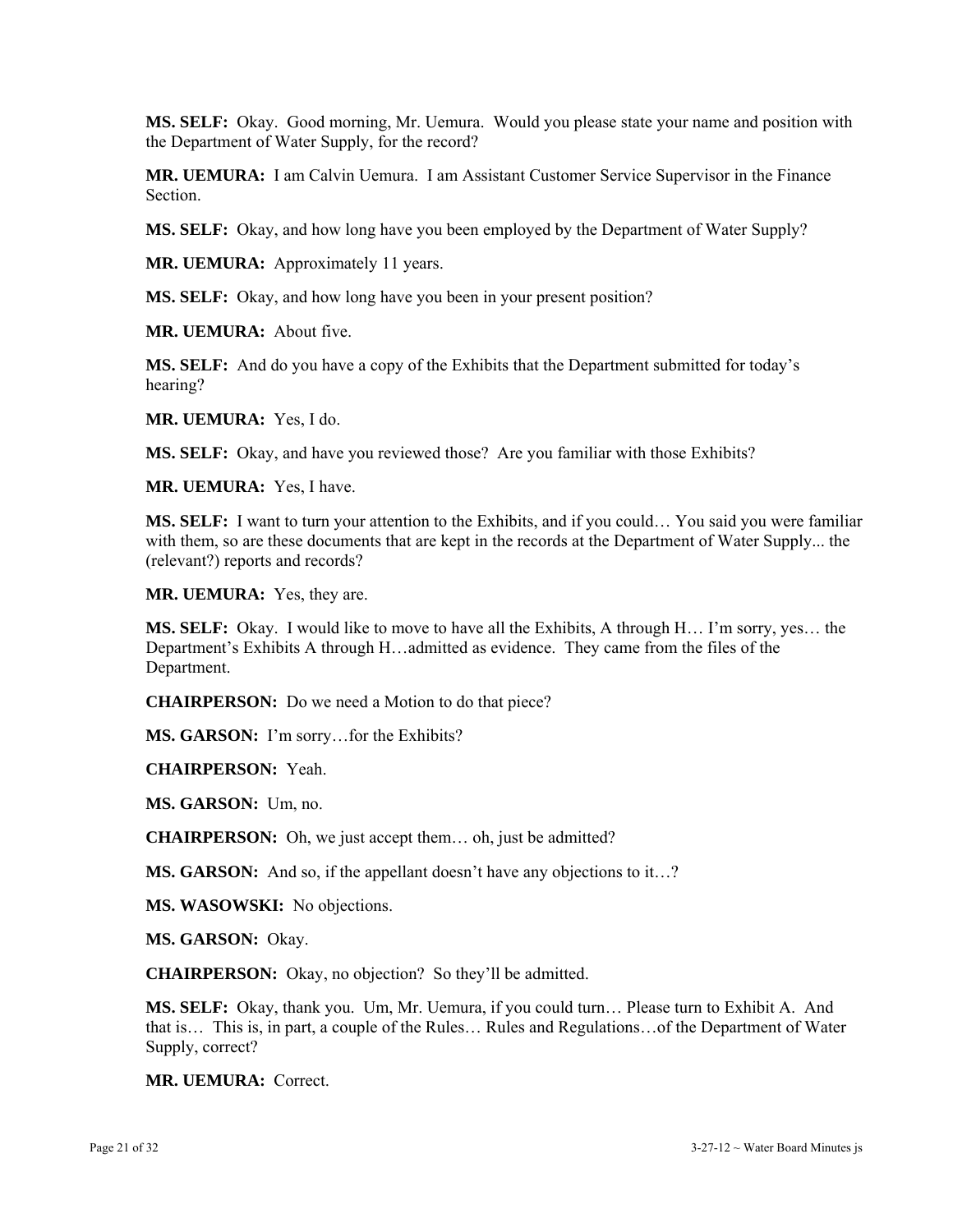**MS. SELF:** Okay. Good morning, Mr. Uemura. Would you please state your name and position with the Department of Water Supply, for the record?

**MR. UEMURA:** I am Calvin Uemura. I am Assistant Customer Service Supervisor in the Finance Section.

**MS. SELF:** Okay, and how long have you been employed by the Department of Water Supply?

**MR. UEMURA:** Approximately 11 years.

**MS. SELF:** Okay, and how long have you been in your present position?

**MR. UEMURA:** About five.

**MS. SELF:** And do you have a copy of the Exhibits that the Department submitted for today's hearing?

**MR. UEMURA:** Yes, I do.

**MS. SELF:** Okay, and have you reviewed those? Are you familiar with those Exhibits?

**MR. UEMURA:** Yes, I have.

**MS. SELF:** I want to turn your attention to the Exhibits, and if you could… You said you were familiar with them, so are these documents that are kept in the records at the Department of Water Supply... the (relevant?) reports and records?

**MR. UEMURA:** Yes, they are.

**MS. SELF:** Okay. I would like to move to have all the Exhibits, A through H… I'm sorry, yes… the Department's Exhibits A through H…admitted as evidence. They came from the files of the Department.

**CHAIRPERSON:** Do we need a Motion to do that piece?

**MS. GARSON:** I'm sorry…for the Exhibits?

**CHAIRPERSON:** Yeah.

**MS. GARSON:** Um, no.

**CHAIRPERSON:** Oh, we just accept them… oh, just be admitted?

**MS. GARSON:** And so, if the appellant doesn't have any objections to it…?

**MS. WASOWSKI:** No objections.

**MS. GARSON:** Okay.

**CHAIRPERSON:** Okay, no objection? So they'll be admitted.

**MS. SELF:** Okay, thank you. Um, Mr. Uemura, if you could turn… Please turn to Exhibit A. And that is… This is, in part, a couple of the Rules… Rules and Regulations…of the Department of Water Supply, correct?

**MR. UEMURA:** Correct.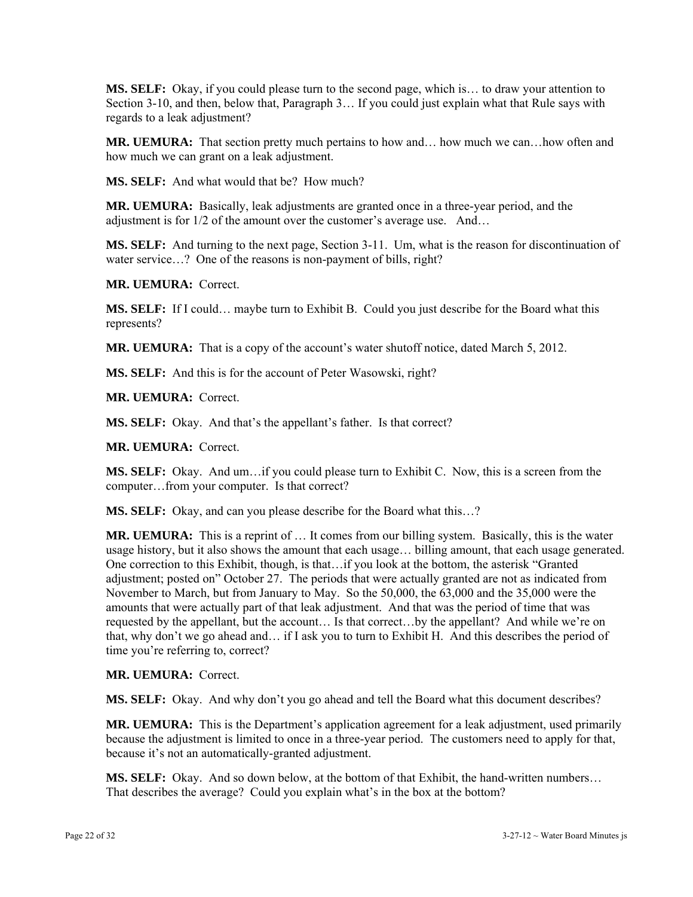**MS. SELF:** Okay, if you could please turn to the second page, which is… to draw your attention to Section 3-10, and then, below that, Paragraph 3… If you could just explain what that Rule says with regards to a leak adjustment?

**MR. UEMURA:** That section pretty much pertains to how and… how much we can…how often and how much we can grant on a leak adjustment.

**MS. SELF:** And what would that be? How much?

**MR. UEMURA:** Basically, leak adjustments are granted once in a three-year period, and the adjustment is for 1/2 of the amount over the customer's average use. And…

**MS. SELF:** And turning to the next page, Section 3-11. Um, what is the reason for discontinuation of water service…? One of the reasons is non-payment of bills, right?

**MR. UEMURA:** Correct.

**MS. SELF:** If I could… maybe turn to Exhibit B. Could you just describe for the Board what this represents?

**MR. UEMURA:** That is a copy of the account's water shutoff notice, dated March 5, 2012.

**MS. SELF:** And this is for the account of Peter Wasowski, right?

**MR. UEMURA:** Correct.

**MS. SELF:** Okay. And that's the appellant's father. Is that correct?

**MR. UEMURA:** Correct.

**MS. SELF:** Okay. And um…if you could please turn to Exhibit C. Now, this is a screen from the computer…from your computer. Is that correct?

**MS. SELF:** Okay, and can you please describe for the Board what this…?

**MR. UEMURA:** This is a reprint of … It comes from our billing system. Basically, this is the water usage history, but it also shows the amount that each usage… billing amount, that each usage generated. One correction to this Exhibit, though, is that…if you look at the bottom, the asterisk "Granted adjustment; posted on" October 27. The periods that were actually granted are not as indicated from November to March, but from January to May. So the 50,000, the 63,000 and the 35,000 were the amounts that were actually part of that leak adjustment. And that was the period of time that was requested by the appellant, but the account… Is that correct…by the appellant? And while we're on that, why don't we go ahead and… if I ask you to turn to Exhibit H. And this describes the period of time you're referring to, correct?

**MR. UEMURA:** Correct.

**MS. SELF:** Okay. And why don't you go ahead and tell the Board what this document describes?

**MR. UEMURA:** This is the Department's application agreement for a leak adjustment, used primarily because the adjustment is limited to once in a three-year period. The customers need to apply for that, because it's not an automatically-granted adjustment.

**MS. SELF:** Okay. And so down below, at the bottom of that Exhibit, the hand-written numbers… That describes the average? Could you explain what's in the box at the bottom?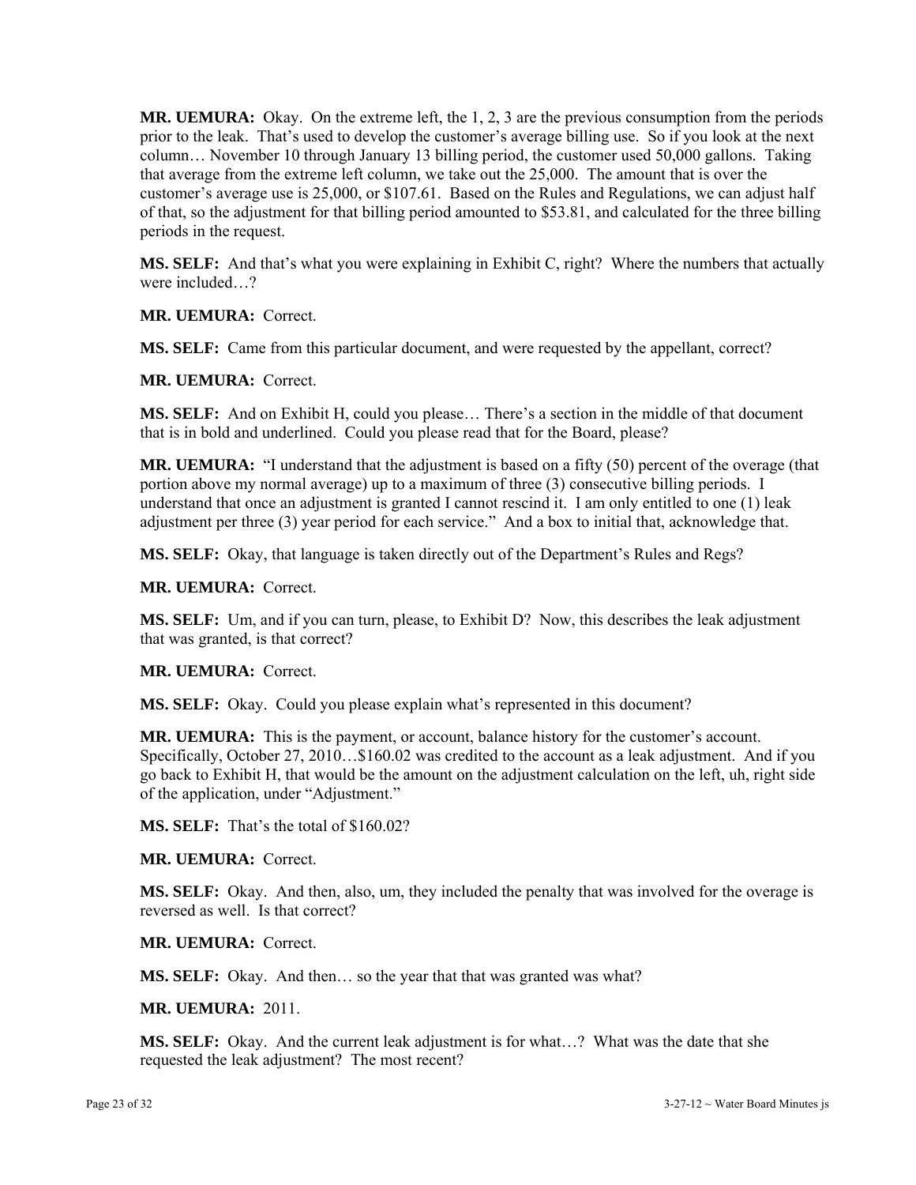**MR. UEMURA:** Okay. On the extreme left, the 1, 2, 3 are the previous consumption from the periods prior to the leak. That's used to develop the customer's average billing use. So if you look at the next column… November 10 through January 13 billing period, the customer used 50,000 gallons. Taking that average from the extreme left column, we take out the 25,000. The amount that is over the customer's average use is 25,000, or $107.61. Based on the Rules and Regulations, we can adjust half of that, so the adjustment for that billing period amounted to $53.81, and calculated for the three billing periods in the request.

**MS. SELF:** And that's what you were explaining in Exhibit C, right? Where the numbers that actually were included…?

**MR. UEMURA:** Correct.

**MS. SELF:** Came from this particular document, and were requested by the appellant, correct?

**MR. UEMURA:** Correct.

**MS. SELF:** And on Exhibit H, could you please… There's a section in the middle of that document that is in bold and underlined. Could you please read that for the Board, please?

**MR. UEMURA:** "I understand that the adjustment is based on a fifty (50) percent of the overage (that portion above my normal average) up to a maximum of three (3) consecutive billing periods. I understand that once an adjustment is granted I cannot rescind it. I am only entitled to one (1) leak adjustment per three (3) year period for each service." And a box to initial that, acknowledge that.

**MS. SELF:** Okay, that language is taken directly out of the Department's Rules and Regs?

**MR. UEMURA:** Correct.

**MS. SELF:** Um, and if you can turn, please, to Exhibit D? Now, this describes the leak adjustment that was granted, is that correct?

**MR. UEMURA:** Correct.

**MS. SELF:** Okay. Could you please explain what's represented in this document?

**MR. UEMURA:** This is the payment, or account, balance history for the customer's account. Specifically, October 27, 2010…$160.02 was credited to the account as a leak adjustment. And if you go back to Exhibit H, that would be the amount on the adjustment calculation on the left, uh, right side of the application, under "Adjustment."

**MS. SELF:** That's the total of $160.02?

**MR. UEMURA:** Correct.

**MS. SELF:** Okay. And then, also, um, they included the penalty that was involved for the overage is reversed as well. Is that correct?

**MR. UEMURA:** Correct.

**MS. SELF:** Okay. And then… so the year that that was granted was what?

**MR. UEMURA:** 2011.

**MS. SELF:** Okay. And the current leak adjustment is for what…? What was the date that she requested the leak adjustment? The most recent?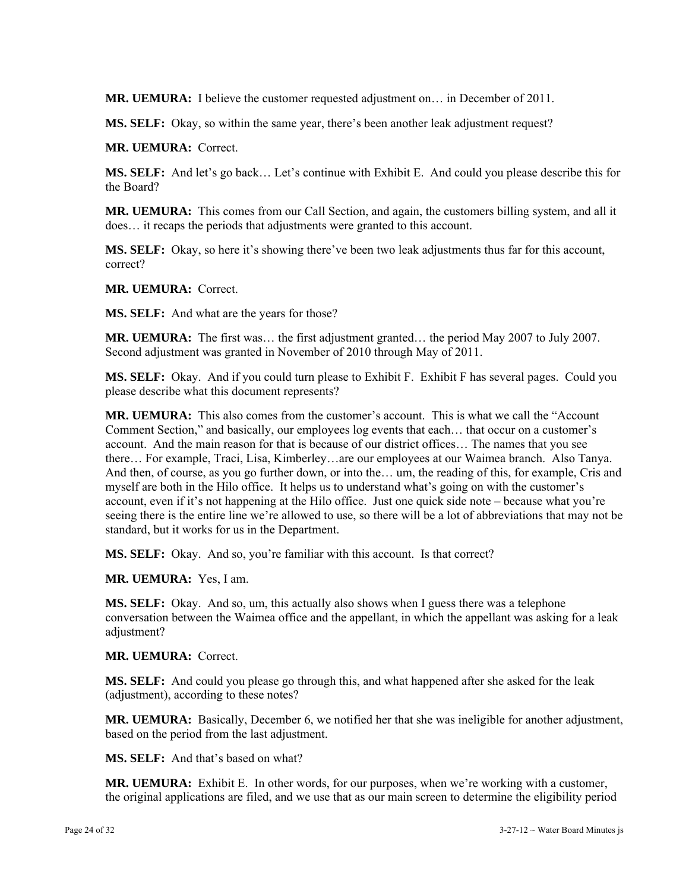**MR. UEMURA:** I believe the customer requested adjustment on… in December of 2011.

**MS. SELF:** Okay, so within the same year, there's been another leak adjustment request?

**MR. UEMURA:** Correct.

**MS. SELF:** And let's go back… Let's continue with Exhibit E. And could you please describe this for the Board?

**MR. UEMURA:** This comes from our Call Section, and again, the customers billing system, and all it does… it recaps the periods that adjustments were granted to this account.

**MS. SELF:** Okay, so here it's showing there've been two leak adjustments thus far for this account, correct?

**MR. UEMURA:** Correct.

**MS. SELF:** And what are the years for those?

**MR. UEMURA:** The first was… the first adjustment granted… the period May 2007 to July 2007. Second adjustment was granted in November of 2010 through May of 2011.

**MS. SELF:** Okay. And if you could turn please to Exhibit F. Exhibit F has several pages. Could you please describe what this document represents?

**MR. UEMURA:** This also comes from the customer's account. This is what we call the "Account Comment Section," and basically, our employees log events that each… that occur on a customer's account. And the main reason for that is because of our district offices… The names that you see there… For example, Traci, Lisa, Kimberley…are our employees at our Waimea branch. Also Tanya. And then, of course, as you go further down, or into the… um, the reading of this, for example, Cris and myself are both in the Hilo office. It helps us to understand what's going on with the customer's account, even if it's not happening at the Hilo office. Just one quick side note – because what you're seeing there is the entire line we're allowed to use, so there will be a lot of abbreviations that may not be standard, but it works for us in the Department.

**MS. SELF:** Okay. And so, you're familiar with this account. Is that correct?

**MR. UEMURA:** Yes, I am.

**MS. SELF:** Okay. And so, um, this actually also shows when I guess there was a telephone conversation between the Waimea office and the appellant, in which the appellant was asking for a leak adjustment?

**MR. UEMURA:** Correct.

**MS. SELF:** And could you please go through this, and what happened after she asked for the leak (adjustment), according to these notes?

**MR. UEMURA:** Basically, December 6, we notified her that she was ineligible for another adjustment, based on the period from the last adjustment.

**MS. SELF:** And that's based on what?

**MR. UEMURA:** Exhibit E. In other words, for our purposes, when we're working with a customer, the original applications are filed, and we use that as our main screen to determine the eligibility period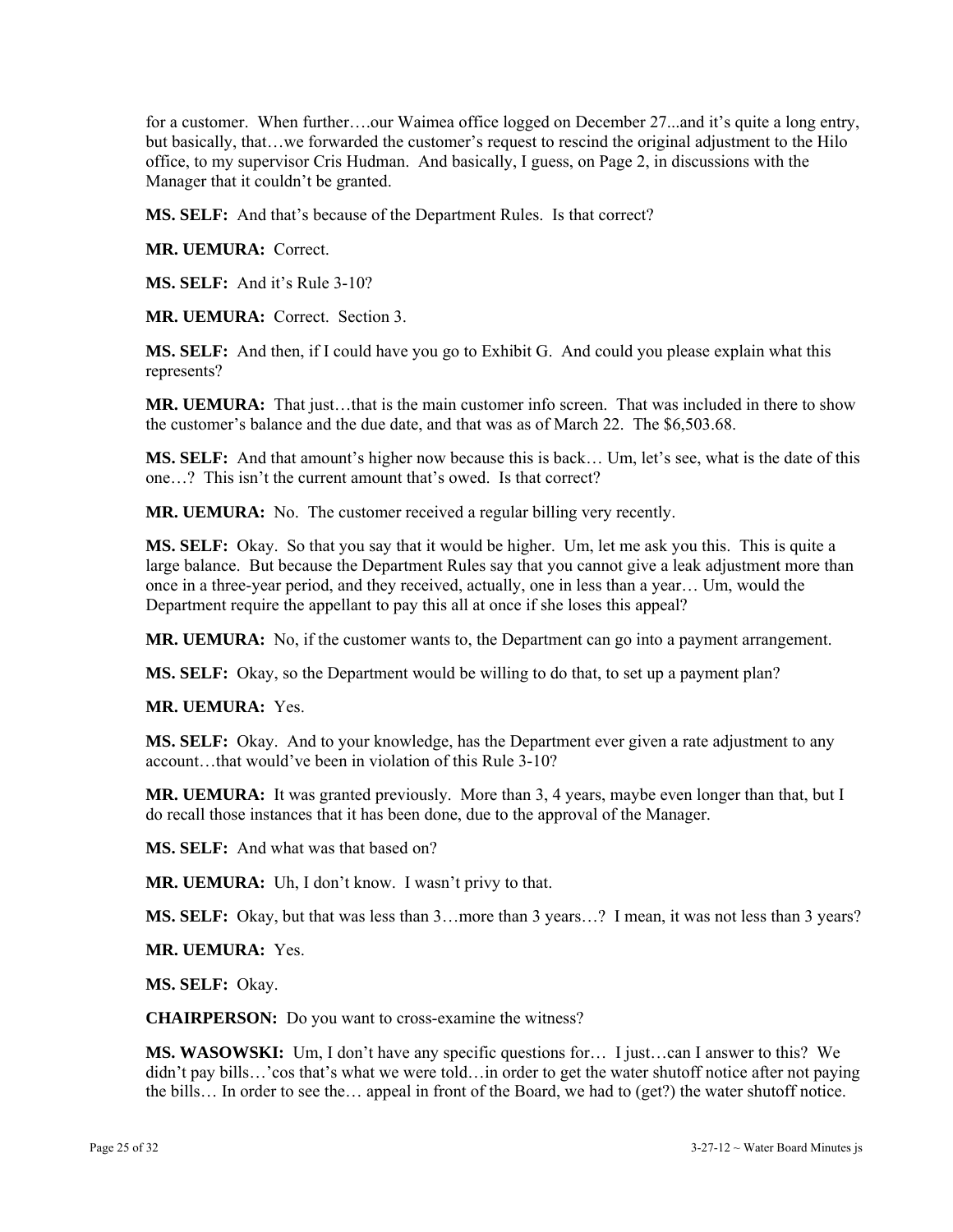for a customer. When further….our Waimea office logged on December 27...and it's quite a long entry, but basically, that…we forwarded the customer's request to rescind the original adjustment to the Hilo office, to my supervisor Cris Hudman. And basically, I guess, on Page 2, in discussions with the Manager that it couldn't be granted.

**MS. SELF:** And that's because of the Department Rules. Is that correct?

**MR. UEMURA:** Correct.

**MS. SELF:** And it's Rule 3-10?

**MR. UEMURA:** Correct. Section 3.

**MS. SELF:** And then, if I could have you go to Exhibit G. And could you please explain what this represents?

**MR. UEMURA:** That just…that is the main customer info screen. That was included in there to show the customer's balance and the due date, and that was as of March 22. The $6,503.68.

**MS. SELF:** And that amount's higher now because this is back… Um, let's see, what is the date of this one…? This isn't the current amount that's owed. Is that correct?

**MR. UEMURA:** No. The customer received a regular billing very recently.

**MS. SELF:** Okay. So that you say that it would be higher. Um, let me ask you this. This is quite a large balance. But because the Department Rules say that you cannot give a leak adjustment more than once in a three-year period, and they received, actually, one in less than a year… Um, would the Department require the appellant to pay this all at once if she loses this appeal?

**MR. UEMURA:** No, if the customer wants to, the Department can go into a payment arrangement.

**MS. SELF:** Okay, so the Department would be willing to do that, to set up a payment plan?

**MR. UEMURA:** Yes.

**MS. SELF:** Okay. And to your knowledge, has the Department ever given a rate adjustment to any account…that would've been in violation of this Rule 3-10?

**MR. UEMURA:** It was granted previously. More than 3, 4 years, maybe even longer than that, but I do recall those instances that it has been done, due to the approval of the Manager.

**MS. SELF:** And what was that based on?

**MR. UEMURA:** Uh, I don't know. I wasn't privy to that.

**MS. SELF:** Okay, but that was less than 3…more than 3 years…? I mean, it was not less than 3 years?

**MR. UEMURA:** Yes.

**MS. SELF:** Okay.

**CHAIRPERSON:** Do you want to cross-examine the witness?

**MS. WASOWSKI:** Um, I don't have any specific questions for… I just…can I answer to this? We didn't pay bills…'cos that's what we were told…in order to get the water shutoff notice after not paying the bills… In order to see the… appeal in front of the Board, we had to (get?) the water shutoff notice.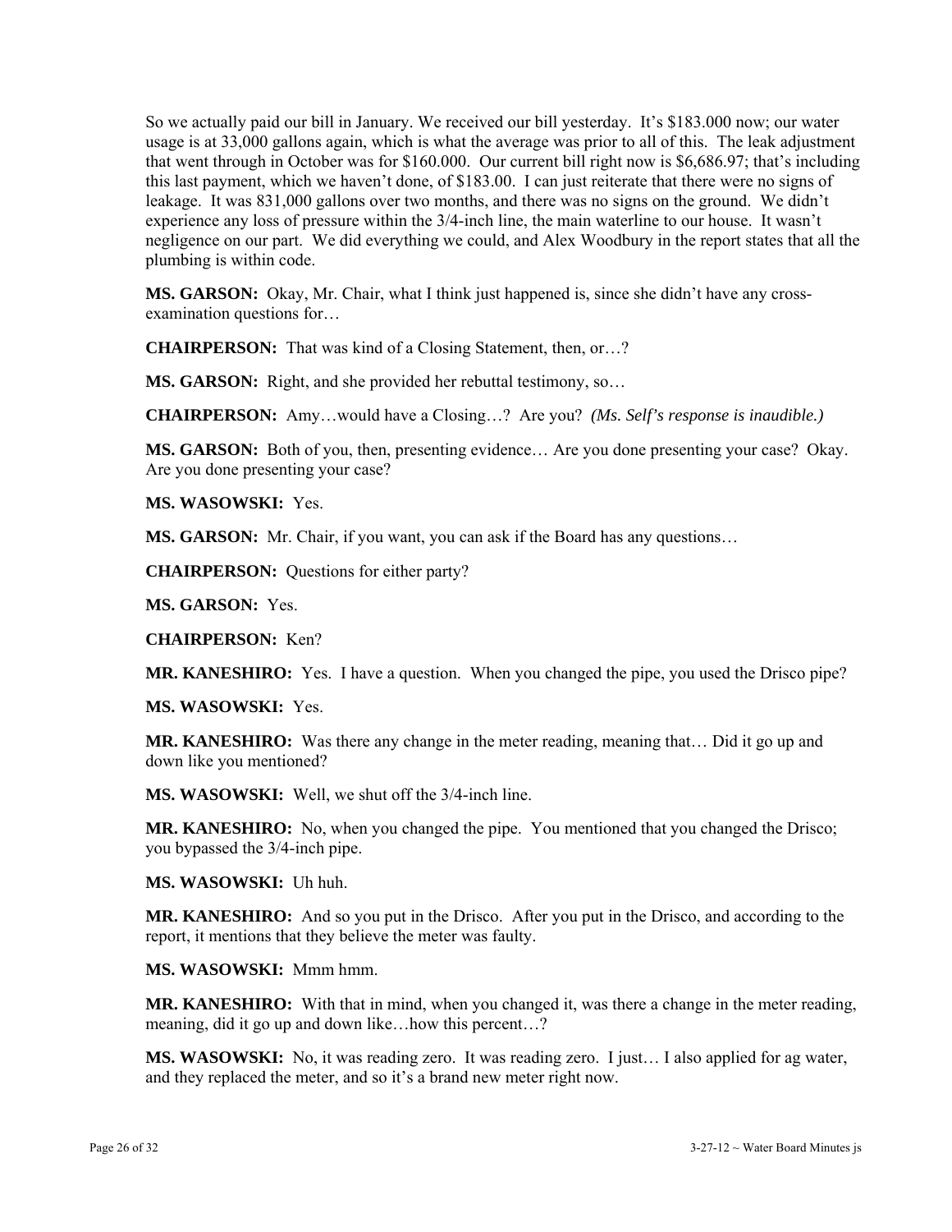So we actually paid our bill in January. We received our bill yesterday. It's $183.000 now; our water usage is at 33,000 gallons again, which is what the average was prior to all of this. The leak adjustment that went through in October was for $160.000. Our current bill right now is $6,686.97; that's including this last payment, which we haven't done, of $183.00. I can just reiterate that there were no signs of leakage. It was 831,000 gallons over two months, and there was no signs on the ground. We didn't experience any loss of pressure within the 3/4-inch line, the main waterline to our house. It wasn't negligence on our part. We did everything we could, and Alex Woodbury in the report states that all the plumbing is within code.

**MS. GARSON:** Okay, Mr. Chair, what I think just happened is, since she didn't have any cross-examination questions for…

**CHAIRPERSON:** That was kind of a Closing Statement, then, or…?

**MS. GARSON:** Right, and she provided her rebuttal testimony, so…

**CHAIRPERSON:** Amy…would have a Closing…? Are you? *(Ms. Self's response is inaudible.)*

**MS. GARSON:** Both of you, then, presenting evidence… Are you done presenting your case? Okay. Are you done presenting your case?

**MS. WASOWSKI:** Yes.

**MS. GARSON:** Mr. Chair, if you want, you can ask if the Board has any questions…

**CHAIRPERSON:** Questions for either party?

**MS. GARSON:** Yes.

**CHAIRPERSON:** Ken?

**MR. KANESHIRO:** Yes. I have a question. When you changed the pipe, you used the Drisco pipe?

**MS. WASOWSKI:** Yes.

**MR. KANESHIRO:** Was there any change in the meter reading, meaning that… Did it go up and down like you mentioned?

**MS. WASOWSKI:** Well, we shut off the 3/4-inch line.

**MR. KANESHIRO:** No, when you changed the pipe. You mentioned that you changed the Drisco; you bypassed the 3/4-inch pipe.

**MS. WASOWSKI:** Uh huh.

**MR. KANESHIRO:** And so you put in the Drisco. After you put in the Drisco, and according to the report, it mentions that they believe the meter was faulty.

**MS. WASOWSKI:** Mmm hmm.

**MR. KANESHIRO:** With that in mind, when you changed it, was there a change in the meter reading, meaning, did it go up and down like…how this percent…?

**MS. WASOWSKI:** No, it was reading zero. It was reading zero. I just… I also applied for ag water, and they replaced the meter, and so it's a brand new meter right now.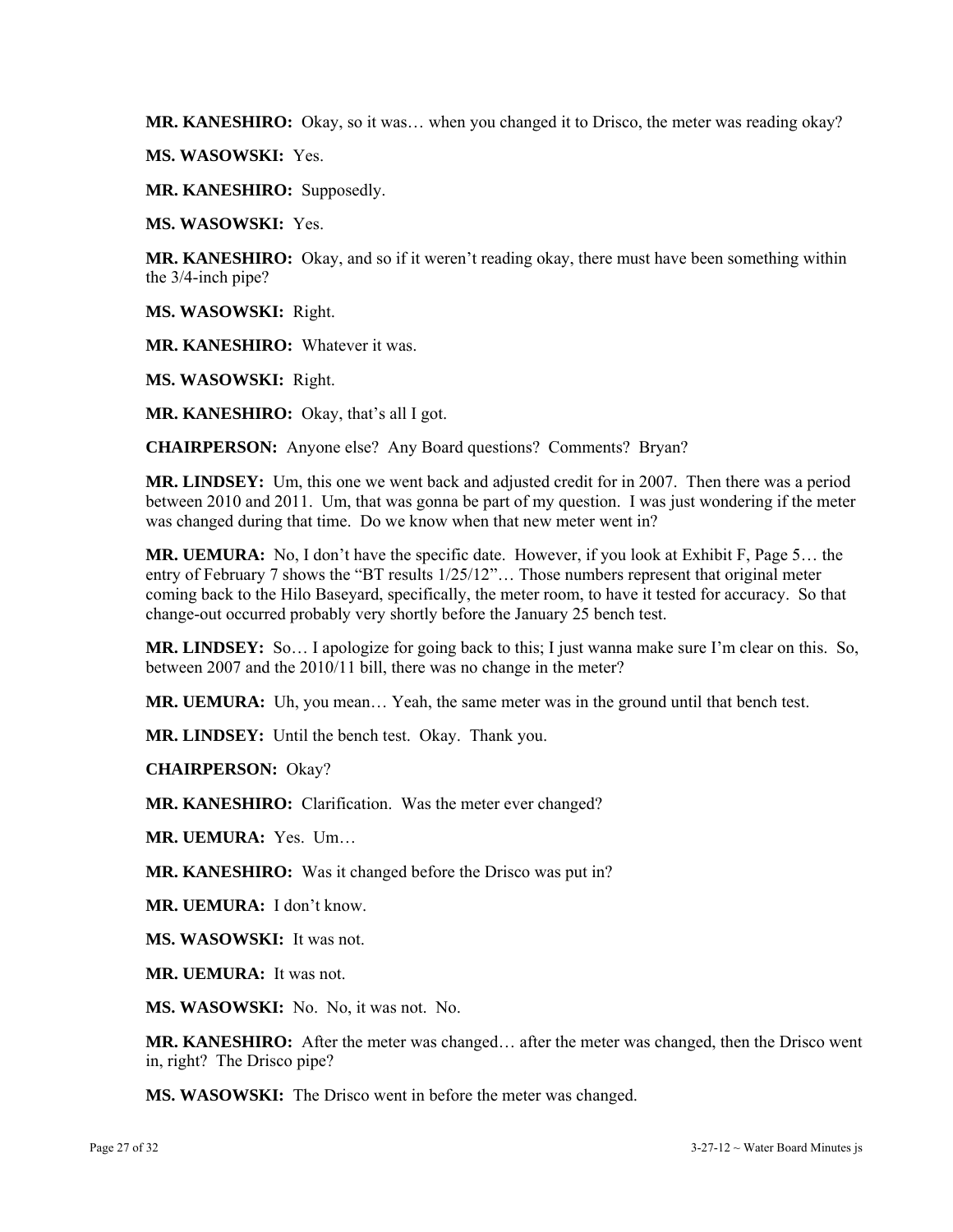**MR. KANESHIRO:** Okay, so it was… when you changed it to Drisco, the meter was reading okay?

**MS. WASOWSKI:** Yes.

**MR. KANESHIRO:** Supposedly.

**MS. WASOWSKI:** Yes.

**MR. KANESHIRO:** Okay, and so if it weren't reading okay, there must have been something within the 3/4-inch pipe?

**MS. WASOWSKI:** Right.

**MR. KANESHIRO:** Whatever it was.

**MS. WASOWSKI:** Right.

**MR. KANESHIRO:** Okay, that's all I got.

**CHAIRPERSON:** Anyone else? Any Board questions? Comments? Bryan?

**MR. LINDSEY:** Um, this one we went back and adjusted credit for in 2007. Then there was a period between 2010 and 2011. Um, that was gonna be part of my question. I was just wondering if the meter was changed during that time. Do we know when that new meter went in?

**MR. UEMURA:** No, I don't have the specific date. However, if you look at Exhibit F, Page 5… the entry of February 7 shows the "BT results 1/25/12"… Those numbers represent that original meter coming back to the Hilo Baseyard, specifically, the meter room, to have it tested for accuracy. So that change-out occurred probably very shortly before the January 25 bench test.

**MR. LINDSEY:** So… I apologize for going back to this; I just wanna make sure I'm clear on this. So, between 2007 and the 2010/11 bill, there was no change in the meter?

**MR. UEMURA:** Uh, you mean… Yeah, the same meter was in the ground until that bench test.

**MR. LINDSEY:** Until the bench test. Okay. Thank you.

**CHAIRPERSON:** Okay?

**MR. KANESHIRO:** Clarification. Was the meter ever changed?

**MR. UEMURA:** Yes. Um…

**MR. KANESHIRO:** Was it changed before the Drisco was put in?

**MR. UEMURA:** I don't know.

**MS. WASOWSKI:** It was not.

**MR. UEMURA:** It was not.

**MS. WASOWSKI:** No. No, it was not. No.

**MR. KANESHIRO:** After the meter was changed… after the meter was changed, then the Drisco went in, right? The Drisco pipe?

**MS. WASOWSKI:** The Drisco went in before the meter was changed.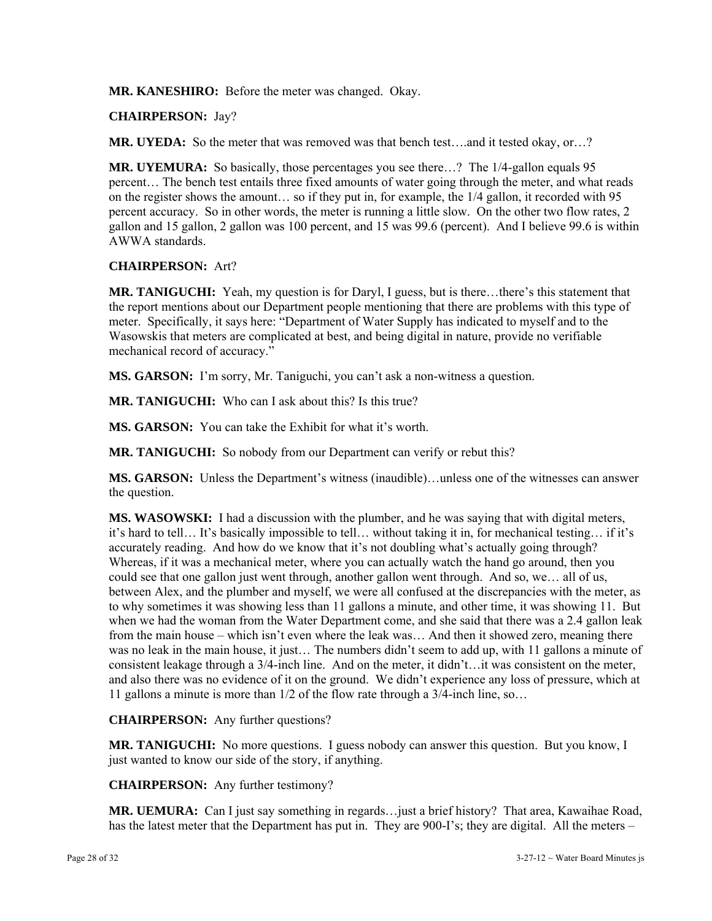**MR. KANESHIRO:** Before the meter was changed. Okay.

**CHAIRPERSON:** Jay?

**MR. UYEDA:** So the meter that was removed was that bench test….and it tested okay, or…?

**MR. UYEMURA:** So basically, those percentages you see there…? The 1/4-gallon equals 95 percent… The bench test entails three fixed amounts of water going through the meter, and what reads on the register shows the amount… so if they put in, for example, the 1/4 gallon, it recorded with 95 percent accuracy. So in other words, the meter is running a little slow. On the other two flow rates, 2 gallon and 15 gallon, 2 gallon was 100 percent, and 15 was 99.6 (percent). And I believe 99.6 is within AWWA standards.

**CHAIRPERSON:** Art?

**MR. TANIGUCHI:** Yeah, my question is for Daryl, I guess, but is there…there's this statement that the report mentions about our Department people mentioning that there are problems with this type of meter. Specifically, it says here: "Department of Water Supply has indicated to myself and to the Wasowskis that meters are complicated at best, and being digital in nature, provide no verifiable mechanical record of accuracy."

**MS. GARSON:** I'm sorry, Mr. Taniguchi, you can't ask a non-witness a question.

**MR. TANIGUCHI:** Who can I ask about this? Is this true?

**MS. GARSON:** You can take the Exhibit for what it's worth.

**MR. TANIGUCHI:** So nobody from our Department can verify or rebut this?

**MS. GARSON:** Unless the Department's witness (inaudible)…unless one of the witnesses can answer the question.

**MS. WASOWSKI:** I had a discussion with the plumber, and he was saying that with digital meters, it's hard to tell… It's basically impossible to tell… without taking it in, for mechanical testing… if it's accurately reading. And how do we know that it's not doubling what's actually going through? Whereas, if it was a mechanical meter, where you can actually watch the hand go around, then you could see that one gallon just went through, another gallon went through. And so, we… all of us, between Alex, and the plumber and myself, we were all confused at the discrepancies with the meter, as to why sometimes it was showing less than 11 gallons a minute, and other time, it was showing 11. But when we had the woman from the Water Department come, and she said that there was a 2.4 gallon leak from the main house – which isn't even where the leak was… And then it showed zero, meaning there was no leak in the main house, it just… The numbers didn't seem to add up, with 11 gallons a minute of consistent leakage through a 3/4-inch line. And on the meter, it didn't…it was consistent on the meter, and also there was no evidence of it on the ground. We didn't experience any loss of pressure, which at 11 gallons a minute is more than 1/2 of the flow rate through a 3/4-inch line, so…

**CHAIRPERSON:** Any further questions?

**MR. TANIGUCHI:** No more questions. I guess nobody can answer this question. But you know, I just wanted to know our side of the story, if anything.

**CHAIRPERSON:** Any further testimony?

**MR. UEMURA:** Can I just say something in regards…just a brief history? That area, Kawaihae Road, has the latest meter that the Department has put in. They are 900-I's; they are digital. All the meters –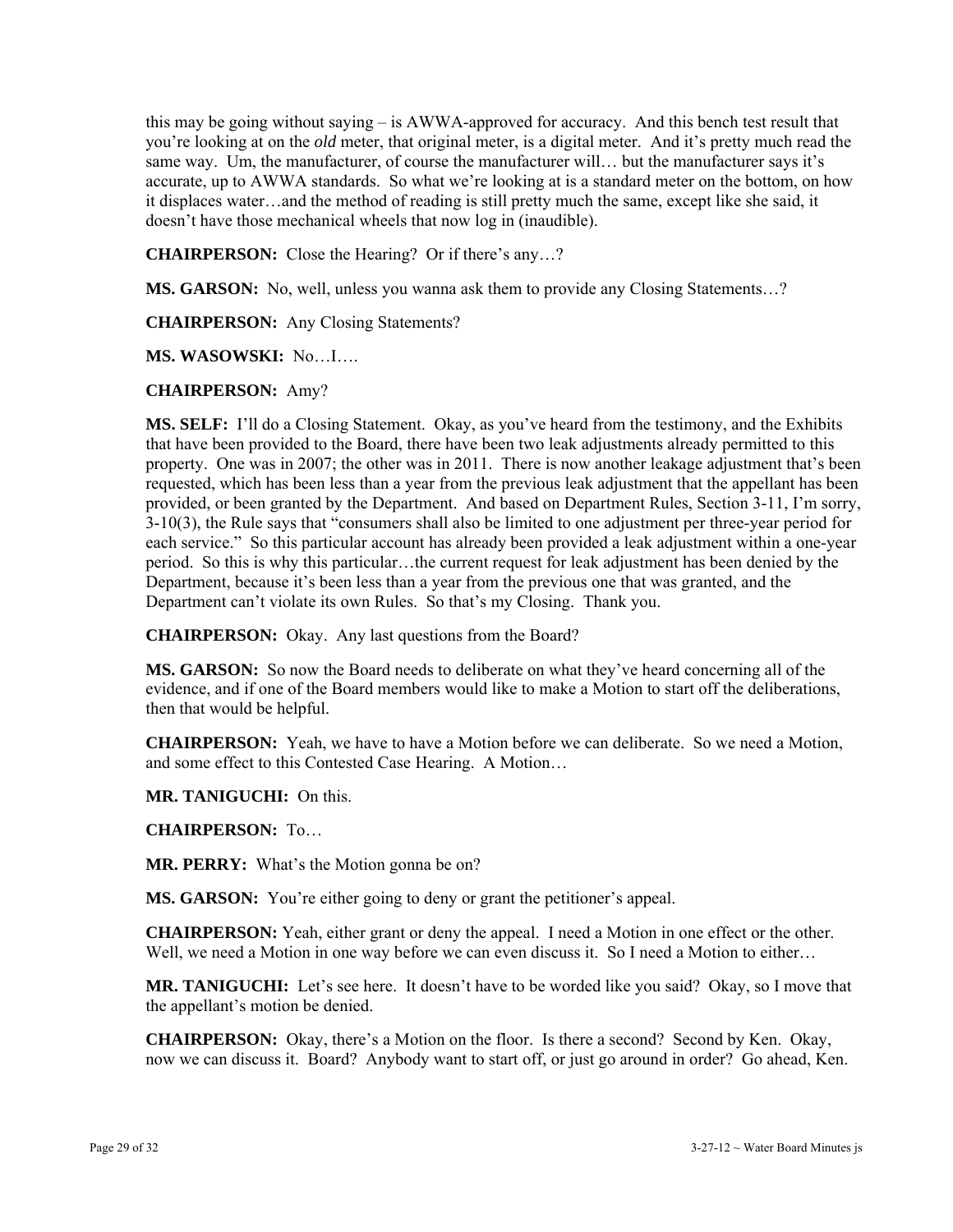this may be going without saying – is AWWA-approved for accuracy. And this bench test result that you're looking at on the *old* meter, that original meter, is a digital meter. And it's pretty much read the same way. Um, the manufacturer, of course the manufacturer will… but the manufacturer says it's accurate, up to AWWA standards. So what we're looking at is a standard meter on the bottom, on how it displaces water…and the method of reading is still pretty much the same, except like she said, it doesn't have those mechanical wheels that now log in (inaudible).

**CHAIRPERSON:** Close the Hearing? Or if there's any…?

**MS. GARSON:** No, well, unless you wanna ask them to provide any Closing Statements…?

**CHAIRPERSON:** Any Closing Statements?

**MS. WASOWSKI:** No…I….

**CHAIRPERSON:** Amy?

**MS. SELF:** I'll do a Closing Statement. Okay, as you've heard from the testimony, and the Exhibits that have been provided to the Board, there have been two leak adjustments already permitted to this property. One was in 2007; the other was in 2011. There is now another leakage adjustment that's been requested, which has been less than a year from the previous leak adjustment that the appellant has been provided, or been granted by the Department. And based on Department Rules, Section 3-11, I'm sorry, 3-10(3), the Rule says that "consumers shall also be limited to one adjustment per three-year period for each service." So this particular account has already been provided a leak adjustment within a one-year period. So this is why this particular…the current request for leak adjustment has been denied by the Department, because it's been less than a year from the previous one that was granted, and the Department can't violate its own Rules. So that's my Closing. Thank you.

**CHAIRPERSON:** Okay. Any last questions from the Board?

**MS. GARSON:** So now the Board needs to deliberate on what they've heard concerning all of the evidence, and if one of the Board members would like to make a Motion to start off the deliberations, then that would be helpful.

**CHAIRPERSON:** Yeah, we have to have a Motion before we can deliberate. So we need a Motion, and some effect to this Contested Case Hearing. A Motion…

**MR. TANIGUCHI:** On this.

**CHAIRPERSON:** To…

**MR. PERRY:** What's the Motion gonna be on?

**MS. GARSON:** You're either going to deny or grant the petitioner's appeal.

**CHAIRPERSON:** Yeah, either grant or deny the appeal. I need a Motion in one effect or the other. Well, we need a Motion in one way before we can even discuss it. So I need a Motion to either…

**MR. TANIGUCHI:** Let's see here. It doesn't have to be worded like you said? Okay, so I move that the appellant's motion be denied.

**CHAIRPERSON:** Okay, there's a Motion on the floor. Is there a second? Second by Ken. Okay, now we can discuss it. Board? Anybody want to start off, or just go around in order? Go ahead, Ken.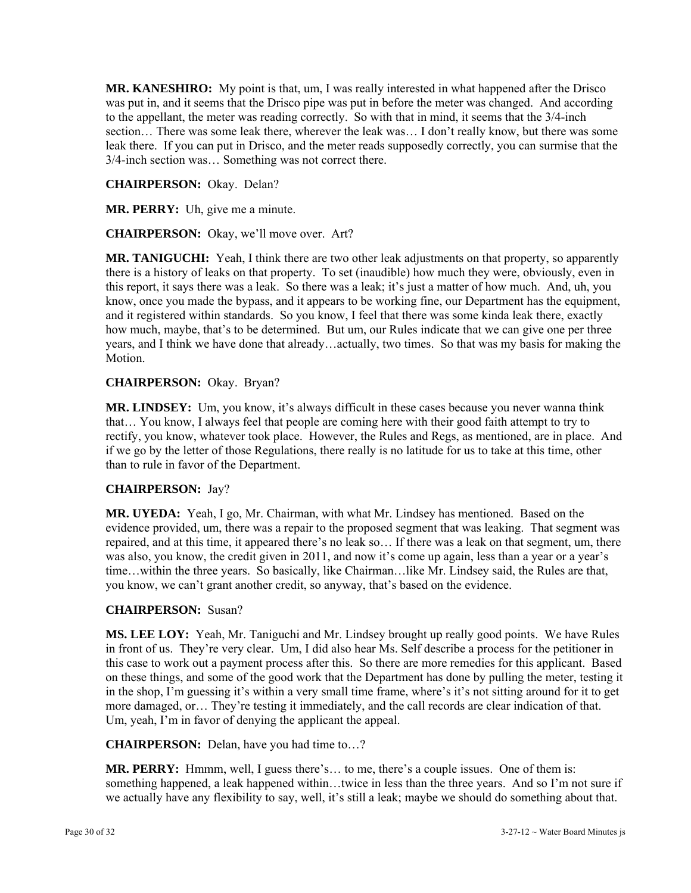**MR. KANESHIRO:** My point is that, um, I was really interested in what happened after the Drisco was put in, and it seems that the Drisco pipe was put in before the meter was changed. And according to the appellant, the meter was reading correctly. So with that in mind, it seems that the 3/4-inch section… There was some leak there, wherever the leak was… I don't really know, but there was some leak there. If you can put in Drisco, and the meter reads supposedly correctly, you can surmise that the 3/4-inch section was… Something was not correct there.

**CHAIRPERSON:** Okay. Delan?

**MR. PERRY:** Uh, give me a minute.

**CHAIRPERSON:** Okay, we'll move over. Art?

**MR. TANIGUCHI:** Yeah, I think there are two other leak adjustments on that property, so apparently there is a history of leaks on that property. To set (inaudible) how much they were, obviously, even in this report, it says there was a leak. So there was a leak; it's just a matter of how much. And, uh, you know, once you made the bypass, and it appears to be working fine, our Department has the equipment, and it registered within standards. So you know, I feel that there was some kinda leak there, exactly how much, maybe, that's to be determined. But um, our Rules indicate that we can give one per three years, and I think we have done that already…actually, two times. So that was my basis for making the Motion.

**CHAIRPERSON:** Okay. Bryan?

**MR. LINDSEY:** Um, you know, it's always difficult in these cases because you never wanna think that… You know, I always feel that people are coming here with their good faith attempt to try to rectify, you know, whatever took place. However, the Rules and Regs, as mentioned, are in place. And if we go by the letter of those Regulations, there really is no latitude for us to take at this time, other than to rule in favor of the Department.

**CHAIRPERSON:** Jay?

**MR. UYEDA:** Yeah, I go, Mr. Chairman, with what Mr. Lindsey has mentioned. Based on the evidence provided, um, there was a repair to the proposed segment that was leaking. That segment was repaired, and at this time, it appeared there's no leak so… If there was a leak on that segment, um, there was also, you know, the credit given in 2011, and now it's come up again, less than a year or a year's time…within the three years. So basically, like Chairman…like Mr. Lindsey said, the Rules are that, you know, we can't grant another credit, so anyway, that's based on the evidence.

**CHAIRPERSON:** Susan?

**MS. LEE LOY:** Yeah, Mr. Taniguchi and Mr. Lindsey brought up really good points. We have Rules in front of us. They're very clear. Um, I did also hear Ms. Self describe a process for the petitioner in this case to work out a payment process after this. So there are more remedies for this applicant. Based on these things, and some of the good work that the Department has done by pulling the meter, testing it in the shop, I'm guessing it's within a very small time frame, where's it's not sitting around for it to get more damaged, or… They're testing it immediately, and the call records are clear indication of that. Um, yeah, I'm in favor of denying the applicant the appeal.

**CHAIRPERSON:** Delan, have you had time to…?

**MR. PERRY:** Hmmm, well, I guess there's… to me, there's a couple issues. One of them is: something happened, a leak happened within…twice in less than the three years. And so I'm not sure if we actually have any flexibility to say, well, it's still a leak; maybe we should do something about that.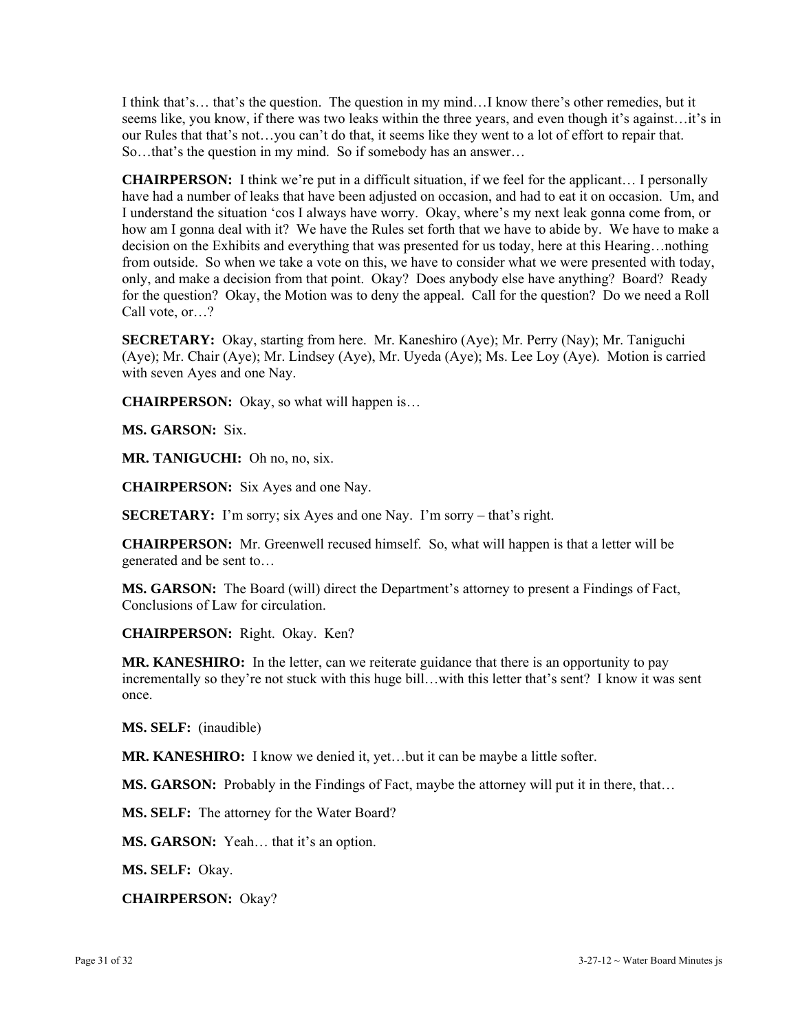I think that's… that's the question. The question in my mind…I know there's other remedies, but it seems like, you know, if there was two leaks within the three years, and even though it's against…it's in our Rules that that's not…you can't do that, it seems like they went to a lot of effort to repair that. So…that's the question in my mind. So if somebody has an answer…

**CHAIRPERSON:** I think we're put in a difficult situation, if we feel for the applicant… I personally have had a number of leaks that have been adjusted on occasion, and had to eat it on occasion. Um, and I understand the situation 'cos I always have worry. Okay, where's my next leak gonna come from, or how am I gonna deal with it? We have the Rules set forth that we have to abide by. We have to make a decision on the Exhibits and everything that was presented for us today, here at this Hearing…nothing from outside. So when we take a vote on this, we have to consider what we were presented with today, only, and make a decision from that point. Okay? Does anybody else have anything? Board? Ready for the question? Okay, the Motion was to deny the appeal. Call for the question? Do we need a Roll Call vote, or…?

**SECRETARY:** Okay, starting from here. Mr. Kaneshiro (Aye); Mr. Perry (Nay); Mr. Taniguchi (Aye); Mr. Chair (Aye); Mr. Lindsey (Aye), Mr. Uyeda (Aye); Ms. Lee Loy (Aye). Motion is carried with seven Ayes and one Nay.

**CHAIRPERSON:** Okay, so what will happen is…

**MS. GARSON:** Six.

**MR. TANIGUCHI:** Oh no, no, six.

**CHAIRPERSON:** Six Ayes and one Nay.

**SECRETARY:** I'm sorry; six Ayes and one Nay. I'm sorry – that's right.

**CHAIRPERSON:** Mr. Greenwell recused himself. So, what will happen is that a letter will be generated and be sent to…

**MS. GARSON:** The Board (will) direct the Department's attorney to present a Findings of Fact, Conclusions of Law for circulation.

**CHAIRPERSON:** Right. Okay. Ken?

**MR. KANESHIRO:** In the letter, can we reiterate guidance that there is an opportunity to pay incrementally so they're not stuck with this huge bill…with this letter that's sent? I know it was sent once.

**MS. SELF:** (inaudible)

**MR. KANESHIRO:** I know we denied it, yet…but it can be maybe a little softer.

**MS. GARSON:** Probably in the Findings of Fact, maybe the attorney will put it in there, that…

**MS. SELF:** The attorney for the Water Board?

**MS. GARSON:** Yeah… that it's an option.

**MS. SELF:** Okay.

**CHAIRPERSON:** Okay?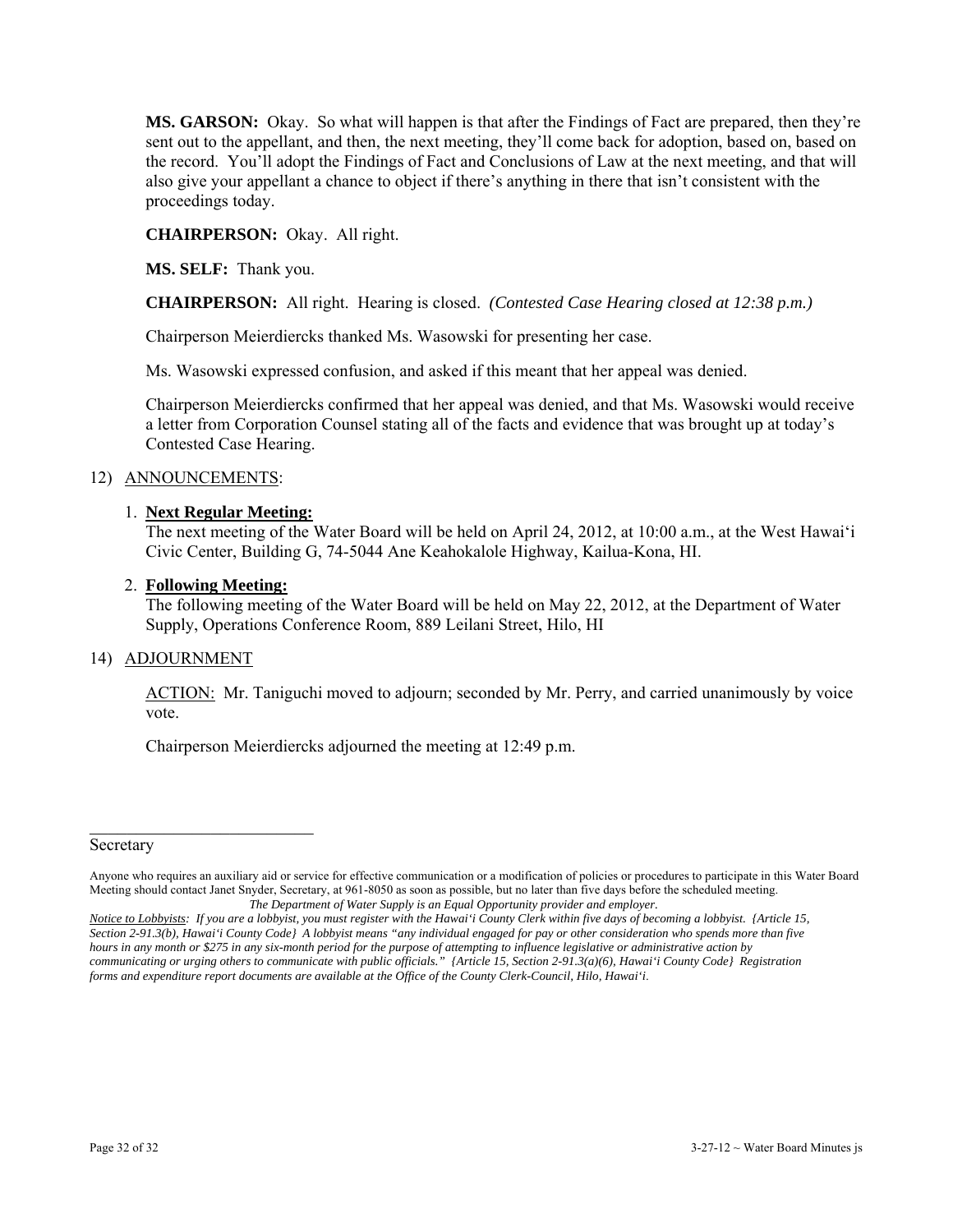**MS. GARSON:** Okay. So what will happen is that after the Findings of Fact are prepared, then they're sent out to the appellant, and then, the next meeting, they'll come back for adoption, based on, based on the record. You'll adopt the Findings of Fact and Conclusions of Law at the next meeting, and that will also give your appellant a chance to object if there's anything in there that isn't consistent with the proceedings today.

**CHAIRPERSON:** Okay. All right.

**MS. SELF:** Thank you.

**CHAIRPERSON:** All right. Hearing is closed. *(Contested Case Hearing closed at 12:38 p.m.)*

Chairperson Meierdiercks thanked Ms. Wasowski for presenting her case.

Ms. Wasowski expressed confusion, and asked if this meant that her appeal was denied.

Chairperson Meierdiercks confirmed that her appeal was denied, and that Ms. Wasowski would receive a letter from Corporation Counsel stating all of the facts and evidence that was brought up at today's Contested Case Hearing.

12) ANNOUNCEMENTS:

1. **Next Regular Meeting:**
   The next meeting of the Water Board will be held on April 24, 2012, at 10:00 a.m., at the West Hawai'i Civic Center, Building G, 74-5044 Ane Keahokalole Highway, Kailua-Kona, HI.

2. **Following Meeting:**
   The following meeting of the Water Board will be held on May 22, 2012, at the Department of Water Supply, Operations Conference Room, 889 Leilani Street, Hilo, HI

14) ADJOURNMENT

ACTION: Mr. Taniguchi moved to adjourn; seconded by Mr. Perry, and carried unanimously by voice vote.

Chairperson Meierdiercks adjourned the meeting at 12:49 p.m.

\_\_\_\_\_\_\_\_\_\_\_\_\_\_\_\_\_\_\_\_\_\_\_\_\_\_\_\_
Secretary

Anyone who requires an auxiliary aid or service for effective communication or a modification of policies or procedures to participate in this Water Board Meeting should contact Janet Snyder, Secretary, at 961-8050 as soon as possible, but no later than five days before the scheduled meeting.
*The Department of Water Supply is an Equal Opportunity provider and employer.*

*Notice to Lobbyists: If you are a lobbyist, you must register with the Hawai'i County Clerk within five days of becoming a lobbyist. {Article 15, Section 2-91.3(b), Hawai'i County Code} A lobbyist means "any individual engaged for pay or other consideration who spends more than five hours in any month or $275 in any six-month period for the purpose of attempting to influence legislative or administrative action by communicating or urging others to communicate with public officials." {Article 15, Section 2-91.3(a)(6), Hawai'i County Code} Registration forms and expenditure report documents are available at the Office of the County Clerk-Council, Hilo, Hawai'i.*